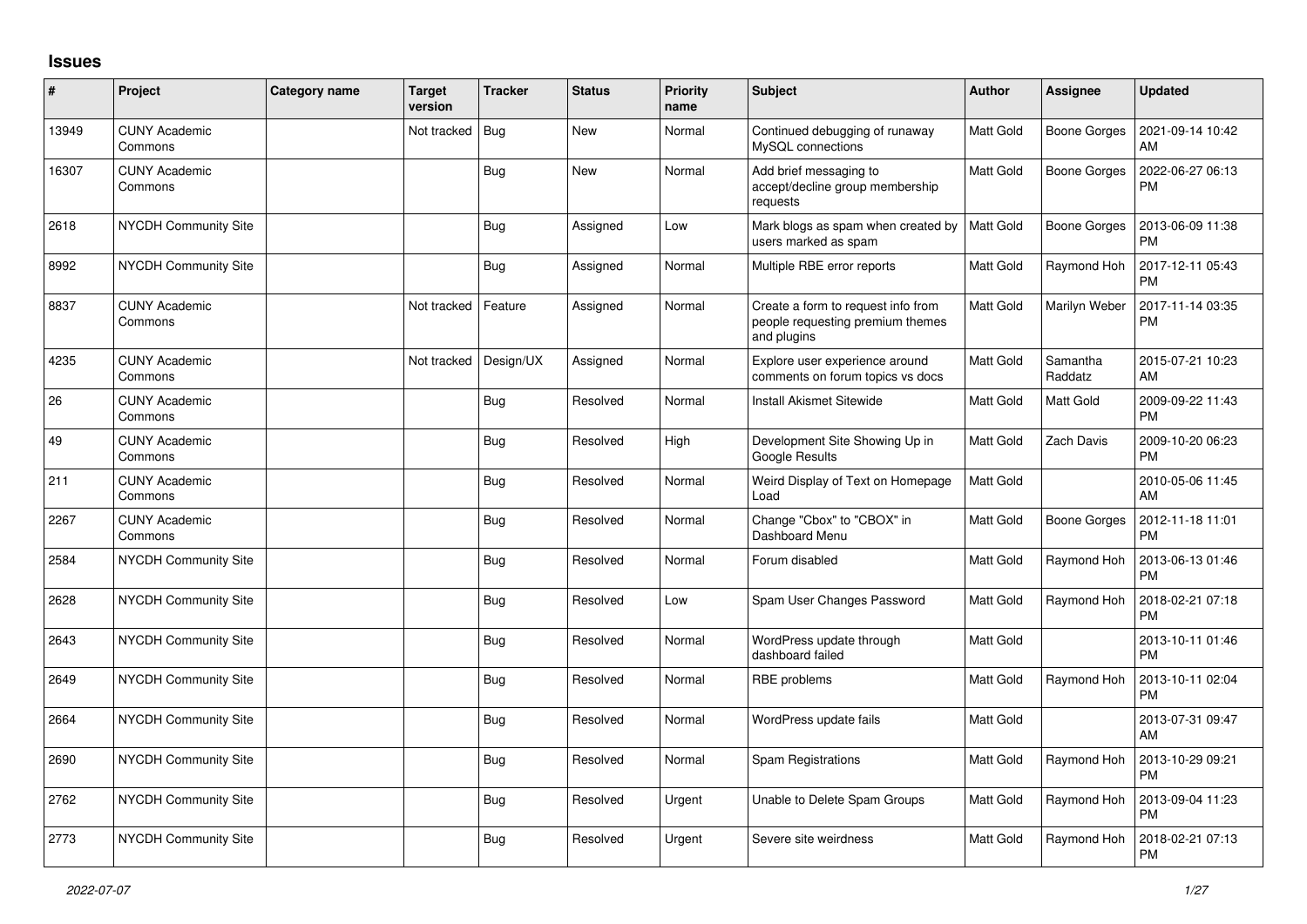## Issues

| # | Project | Category name | Target version | Tracker | Status | Priority name | Subject | Author | Assignee | Updated |
|---|---|---|---|---|---|---|---|---|---|---|
| 13949 | CUNY Academic Commons | | Not tracked | Bug | New | Normal | Continued debugging of runaway MySQL connections | Matt Gold | Boone Gorges | 2021-09-14 10:42 AM |
| 16307 | CUNY Academic Commons | | | Bug | New | Normal | Add brief messaging to accept/decline group membership requests | Matt Gold | Boone Gorges | 2022-06-27 06:13 PM |
| 2618 | NYCDH Community Site | | | Bug | Assigned | Low | Mark blogs as spam when created by users marked as spam | Matt Gold | Boone Gorges | 2013-06-09 11:38 PM |
| 8992 | NYCDH Community Site | | | Bug | Assigned | Normal | Multiple RBE error reports | Matt Gold | Raymond Hoh | 2017-12-11 05:43 PM |
| 8837 | CUNY Academic Commons | | Not tracked | Feature | Assigned | Normal | Create a form to request info from people requesting premium themes and plugins | Matt Gold | Marilyn Weber | 2017-11-14 03:35 PM |
| 4235 | CUNY Academic Commons | | Not tracked | Design/UX | Assigned | Normal | Explore user experience around comments on forum topics vs docs | Matt Gold | Samantha Raddatz | 2015-07-21 10:23 AM |
| 26 | CUNY Academic Commons | | | Bug | Resolved | Normal | Install Akismet Sitewide | Matt Gold | Matt Gold | 2009-09-22 11:43 PM |
| 49 | CUNY Academic Commons | | | Bug | Resolved | High | Development Site Showing Up in Google Results | Matt Gold | Zach Davis | 2009-10-20 06:23 PM |
| 211 | CUNY Academic Commons | | | Bug | Resolved | Normal | Weird Display of Text on Homepage Load | Matt Gold | | 2010-05-06 11:45 AM |
| 2267 | CUNY Academic Commons | | | Bug | Resolved | Normal | Change "Cbox" to "CBOX" in Dashboard Menu | Matt Gold | Boone Gorges | 2012-11-18 11:01 PM |
| 2584 | NYCDH Community Site | | | Bug | Resolved | Normal | Forum disabled | Matt Gold | Raymond Hoh | 2013-06-13 01:46 PM |
| 2628 | NYCDH Community Site | | | Bug | Resolved | Low | Spam User Changes Password | Matt Gold | Raymond Hoh | 2018-02-21 07:18 PM |
| 2643 | NYCDH Community Site | | | Bug | Resolved | Normal | WordPress update through dashboard failed | Matt Gold | | 2013-10-11 01:46 PM |
| 2649 | NYCDH Community Site | | | Bug | Resolved | Normal | RBE problems | Matt Gold | Raymond Hoh | 2013-10-11 02:04 PM |
| 2664 | NYCDH Community Site | | | Bug | Resolved | Normal | WordPress update fails | Matt Gold | | 2013-07-31 09:47 AM |
| 2690 | NYCDH Community Site | | | Bug | Resolved | Normal | Spam Registrations | Matt Gold | Raymond Hoh | 2013-10-29 09:21 PM |
| 2762 | NYCDH Community Site | | | Bug | Resolved | Urgent | Unable to Delete Spam Groups | Matt Gold | Raymond Hoh | 2013-09-04 11:23 PM |
| 2773 | NYCDH Community Site | | | Bug | Resolved | Urgent | Severe site weirdness | Matt Gold | Raymond Hoh | 2018-02-21 07:13 PM |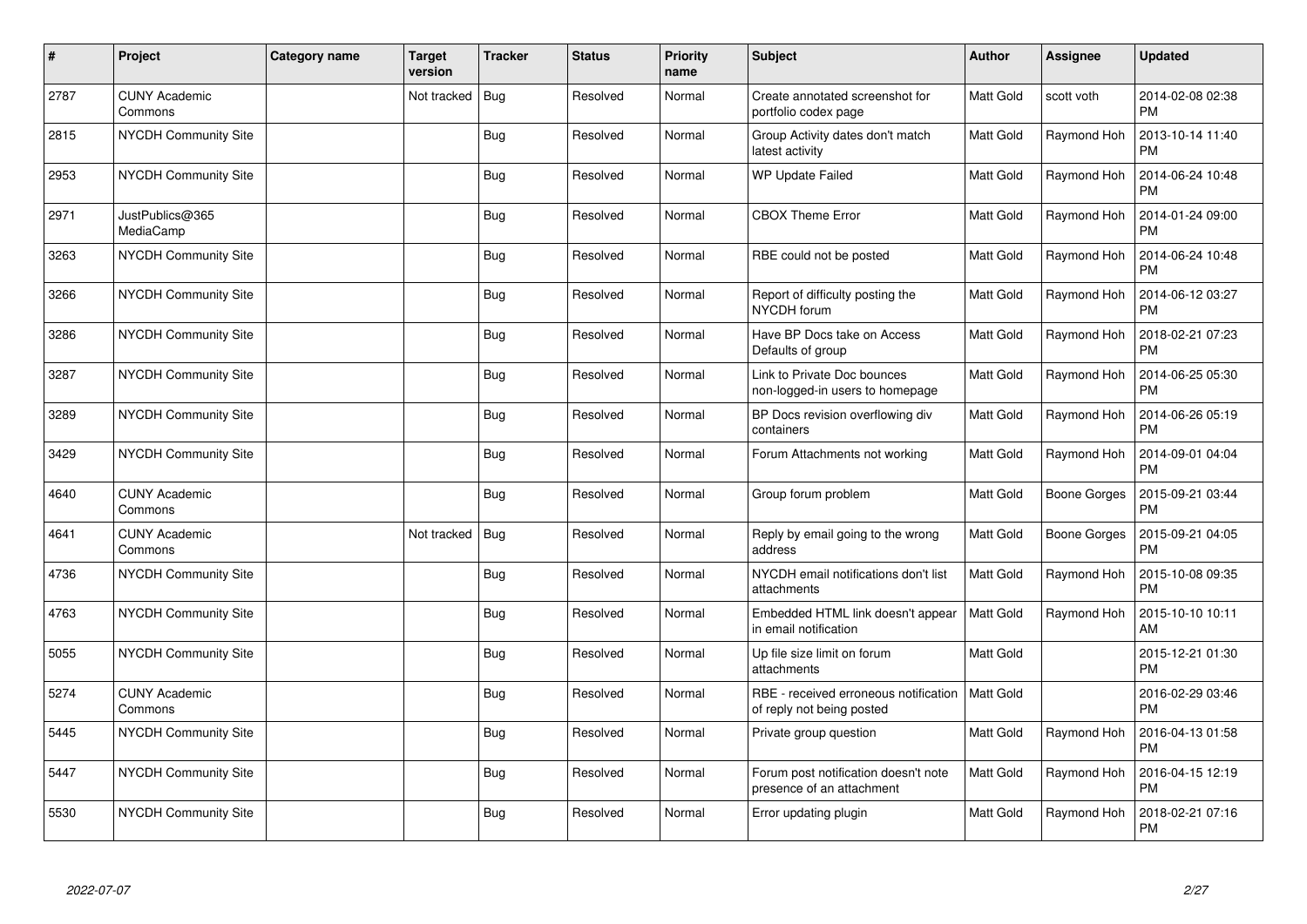| # | Project | Category name | Target version | Tracker | Status | Priority name | Subject | Author | Assignee | Updated |
|---|---|---|---|---|---|---|---|---|---|---|
| 2787 | CUNY Academic Commons | | Not tracked | Bug | Resolved | Normal | Create annotated screenshot for portfolio codex page | Matt Gold | scott voth | 2014-02-08 02:38 PM |
| 2815 | NYCDH Community Site | | | Bug | Resolved | Normal | Group Activity dates don't match latest activity | Matt Gold | Raymond Hoh | 2013-10-14 11:40 PM |
| 2953 | NYCDH Community Site | | | Bug | Resolved | Normal | WP Update Failed | Matt Gold | Raymond Hoh | 2014-06-24 10:48 PM |
| 2971 | JustPublics@365 MediaCamp | | | Bug | Resolved | Normal | CBOX Theme Error | Matt Gold | Raymond Hoh | 2014-01-24 09:00 PM |
| 3263 | NYCDH Community Site | | | Bug | Resolved | Normal | RBE could not be posted | Matt Gold | Raymond Hoh | 2014-06-24 10:48 PM |
| 3266 | NYCDH Community Site | | | Bug | Resolved | Normal | Report of difficulty posting the NYCDH forum | Matt Gold | Raymond Hoh | 2014-06-12 03:27 PM |
| 3286 | NYCDH Community Site | | | Bug | Resolved | Normal | Have BP Docs take on Access Defaults of group | Matt Gold | Raymond Hoh | 2018-02-21 07:23 PM |
| 3287 | NYCDH Community Site | | | Bug | Resolved | Normal | Link to Private Doc bounces non-logged-in users to homepage | Matt Gold | Raymond Hoh | 2014-06-25 05:30 PM |
| 3289 | NYCDH Community Site | | | Bug | Resolved | Normal | BP Docs revision overflowing div containers | Matt Gold | Raymond Hoh | 2014-06-26 05:19 PM |
| 3429 | NYCDH Community Site | | | Bug | Resolved | Normal | Forum Attachments not working | Matt Gold | Raymond Hoh | 2014-09-01 04:04 PM |
| 4640 | CUNY Academic Commons | | | Bug | Resolved | Normal | Group forum problem | Matt Gold | Boone Gorges | 2015-09-21 03:44 PM |
| 4641 | CUNY Academic Commons | | Not tracked | Bug | Resolved | Normal | Reply by email going to the wrong address | Matt Gold | Boone Gorges | 2015-09-21 04:05 PM |
| 4736 | NYCDH Community Site | | | Bug | Resolved | Normal | NYCDH email notifications don't list attachments | Matt Gold | Raymond Hoh | 2015-10-08 09:35 PM |
| 4763 | NYCDH Community Site | | | Bug | Resolved | Normal | Embedded HTML link doesn't appear in email notification | Matt Gold | Raymond Hoh | 2015-10-10 10:11 AM |
| 5055 | NYCDH Community Site | | | Bug | Resolved | Normal | Up file size limit on forum attachments | Matt Gold | | 2015-12-21 01:30 PM |
| 5274 | CUNY Academic Commons | | | Bug | Resolved | Normal | RBE - received erroneous notification of reply not being posted | Matt Gold | | 2016-02-29 03:46 PM |
| 5445 | NYCDH Community Site | | | Bug | Resolved | Normal | Private group question | Matt Gold | Raymond Hoh | 2016-04-13 01:58 PM |
| 5447 | NYCDH Community Site | | | Bug | Resolved | Normal | Forum post notification doesn't note presence of an attachment | Matt Gold | Raymond Hoh | 2016-04-15 12:19 PM |
| 5530 | NYCDH Community Site | | | Bug | Resolved | Normal | Error updating plugin | Matt Gold | Raymond Hoh | 2018-02-21 07:16 PM |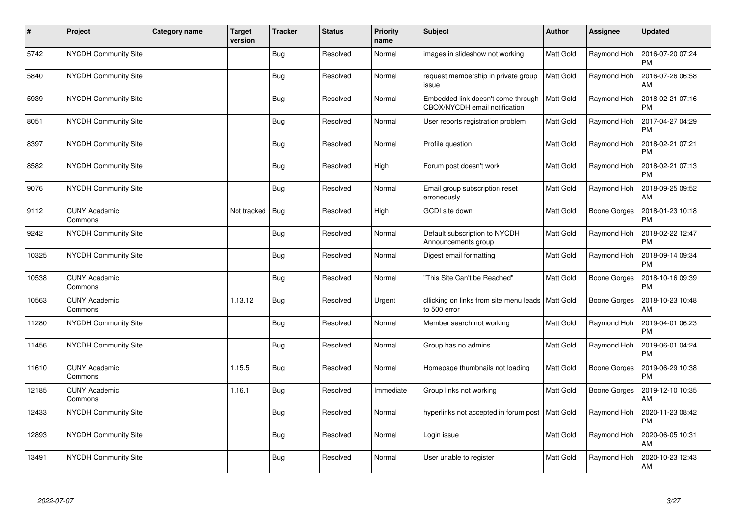| # | Project | Category name | Target version | Tracker | Status | Priority name | Subject | Author | Assignee | Updated |
|---|---|---|---|---|---|---|---|---|---|---|
| 5742 | NYCDH Community Site | | | Bug | Resolved | Normal | images in slideshow not working | Matt Gold | Raymond Hoh | 2016-07-20 07:24 PM |
| 5840 | NYCDH Community Site | | | Bug | Resolved | Normal | request membership in private group issue | Matt Gold | Raymond Hoh | 2016-07-26 06:58 AM |
| 5939 | NYCDH Community Site | | | Bug | Resolved | Normal | Embedded link doesn't come through CBOX/NYCDH email notification | Matt Gold | Raymond Hoh | 2018-02-21 07:16 PM |
| 8051 | NYCDH Community Site | | | Bug | Resolved | Normal | User reports registration problem | Matt Gold | Raymond Hoh | 2017-04-27 04:29 PM |
| 8397 | NYCDH Community Site | | | Bug | Resolved | Normal | Profile question | Matt Gold | Raymond Hoh | 2018-02-21 07:21 PM |
| 8582 | NYCDH Community Site | | | Bug | Resolved | High | Forum post doesn't work | Matt Gold | Raymond Hoh | 2018-02-21 07:13 PM |
| 9076 | NYCDH Community Site | | | Bug | Resolved | Normal | Email group subscription reset erroneously | Matt Gold | Raymond Hoh | 2018-09-25 09:52 AM |
| 9112 | CUNY Academic Commons | | Not tracked | Bug | Resolved | High | GCDI site down | Matt Gold | Boone Gorges | 2018-01-23 10:18 PM |
| 9242 | NYCDH Community Site | | | Bug | Resolved | Normal | Default subscription to NYCDH Announcements group | Matt Gold | Raymond Hoh | 2018-02-22 12:47 PM |
| 10325 | NYCDH Community Site | | | Bug | Resolved | Normal | Digest email formatting | Matt Gold | Raymond Hoh | 2018-09-14 09:34 PM |
| 10538 | CUNY Academic Commons | | | Bug | Resolved | Normal | "This Site Can't be Reached" | Matt Gold | Boone Gorges | 2018-10-16 09:39 PM |
| 10563 | CUNY Academic Commons | | 1.13.12 | Bug | Resolved | Urgent | cllicking on links from site menu leads to 500 error | Matt Gold | Boone Gorges | 2018-10-23 10:48 AM |
| 11280 | NYCDH Community Site | | | Bug | Resolved | Normal | Member search not working | Matt Gold | Raymond Hoh | 2019-04-01 06:23 PM |
| 11456 | NYCDH Community Site | | | Bug | Resolved | Normal | Group has no admins | Matt Gold | Raymond Hoh | 2019-06-01 04:24 PM |
| 11610 | CUNY Academic Commons | | 1.15.5 | Bug | Resolved | Normal | Homepage thumbnails not loading | Matt Gold | Boone Gorges | 2019-06-29 10:38 PM |
| 12185 | CUNY Academic Commons | | 1.16.1 | Bug | Resolved | Immediate | Group links not working | Matt Gold | Boone Gorges | 2019-12-10 10:35 AM |
| 12433 | NYCDH Community Site | | | Bug | Resolved | Normal | hyperlinks not accepted in forum post | Matt Gold | Raymond Hoh | 2020-11-23 08:42 PM |
| 12893 | NYCDH Community Site | | | Bug | Resolved | Normal | Login issue | Matt Gold | Raymond Hoh | 2020-06-05 10:31 AM |
| 13491 | NYCDH Community Site | | | Bug | Resolved | Normal | User unable to register | Matt Gold | Raymond Hoh | 2020-10-23 12:43 AM |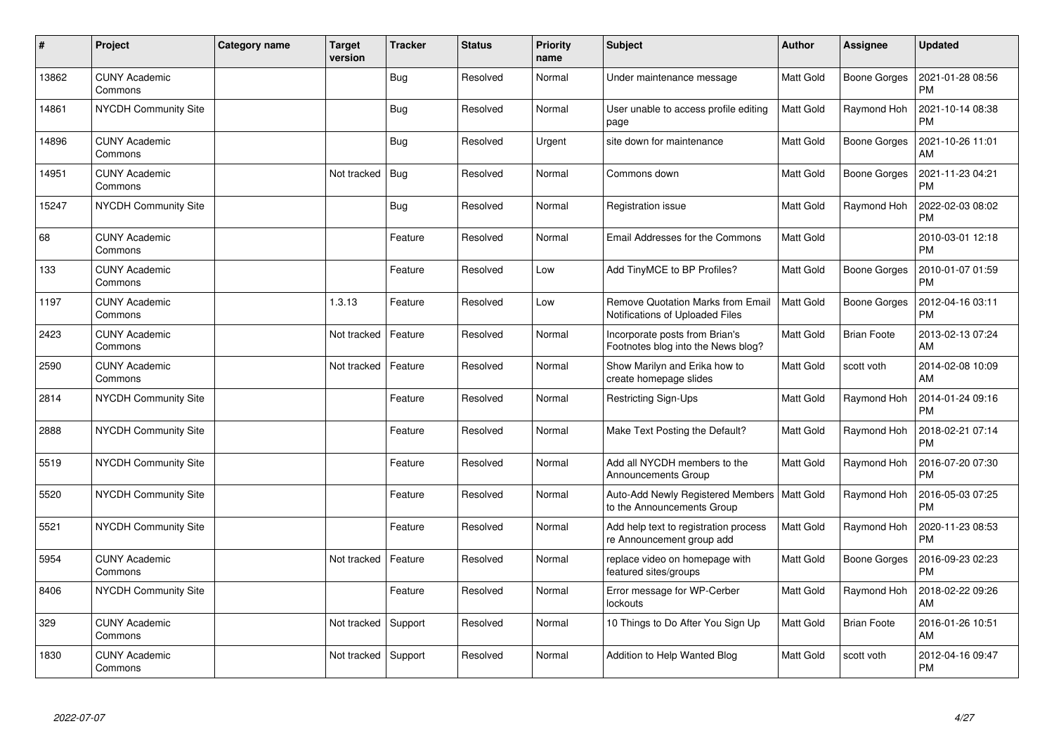| # | Project | Category name | Target version | Tracker | Status | Priority name | Subject | Author | Assignee | Updated |
|---|---|---|---|---|---|---|---|---|---|---|
| 13862 | CUNY Academic Commons | | | Bug | Resolved | Normal | Under maintenance message | Matt Gold | Boone Gorges | 2021-01-28 08:56 PM |
| 14861 | NYCDH Community Site | | | Bug | Resolved | Normal | User unable to access profile editing page | Matt Gold | Raymond Hoh | 2021-10-14 08:38 PM |
| 14896 | CUNY Academic Commons | | | Bug | Resolved | Urgent | site down for maintenance | Matt Gold | Boone Gorges | 2021-10-26 11:01 AM |
| 14951 | CUNY Academic Commons | | Not tracked | Bug | Resolved | Normal | Commons down | Matt Gold | Boone Gorges | 2021-11-23 04:21 PM |
| 15247 | NYCDH Community Site | | | Bug | Resolved | Normal | Registration issue | Matt Gold | Raymond Hoh | 2022-02-03 08:02 PM |
| 68 | CUNY Academic Commons | | | Feature | Resolved | Normal | Email Addresses for the Commons | Matt Gold | | 2010-03-01 12:18 PM |
| 133 | CUNY Academic Commons | | | Feature | Resolved | Low | Add TinyMCE to BP Profiles? | Matt Gold | Boone Gorges | 2010-01-07 01:59 PM |
| 1197 | CUNY Academic Commons | | 1.3.13 | Feature | Resolved | Low | Remove Quotation Marks from Email Notifications of Uploaded Files | Matt Gold | Boone Gorges | 2012-04-16 03:11 PM |
| 2423 | CUNY Academic Commons | | Not tracked | Feature | Resolved | Normal | Incorporate posts from Brian's Footnotes blog into the News blog? | Matt Gold | Brian Foote | 2013-02-13 07:24 AM |
| 2590 | CUNY Academic Commons | | Not tracked | Feature | Resolved | Normal | Show Marilyn and Erika how to create homepage slides | Matt Gold | scott voth | 2014-02-08 10:09 AM |
| 2814 | NYCDH Community Site | | | Feature | Resolved | Normal | Restricting Sign-Ups | Matt Gold | Raymond Hoh | 2014-01-24 09:16 PM |
| 2888 | NYCDH Community Site | | | Feature | Resolved | Normal | Make Text Posting the Default? | Matt Gold | Raymond Hoh | 2018-02-21 07:14 PM |
| 5519 | NYCDH Community Site | | | Feature | Resolved | Normal | Add all NYCDH members to the Announcements Group | Matt Gold | Raymond Hoh | 2016-07-20 07:30 PM |
| 5520 | NYCDH Community Site | | | Feature | Resolved | Normal | Auto-Add Newly Registered Members to the Announcements Group | Matt Gold | Raymond Hoh | 2016-05-03 07:25 PM |
| 5521 | NYCDH Community Site | | | Feature | Resolved | Normal | Add help text to registration process re Announcement group add | Matt Gold | Raymond Hoh | 2020-11-23 08:53 PM |
| 5954 | CUNY Academic Commons | | Not tracked | Feature | Resolved | Normal | replace video on homepage with featured sites/groups | Matt Gold | Boone Gorges | 2016-09-23 02:23 PM |
| 8406 | NYCDH Community Site | | | Feature | Resolved | Normal | Error message for WP-Cerber lockouts | Matt Gold | Raymond Hoh | 2018-02-22 09:26 AM |
| 329 | CUNY Academic Commons | | Not tracked | Support | Resolved | Normal | 10 Things to Do After You Sign Up | Matt Gold | Brian Foote | 2016-01-26 10:51 AM |
| 1830 | CUNY Academic Commons | | Not tracked | Support | Resolved | Normal | Addition to Help Wanted Blog | Matt Gold | scott voth | 2012-04-16 09:47 PM |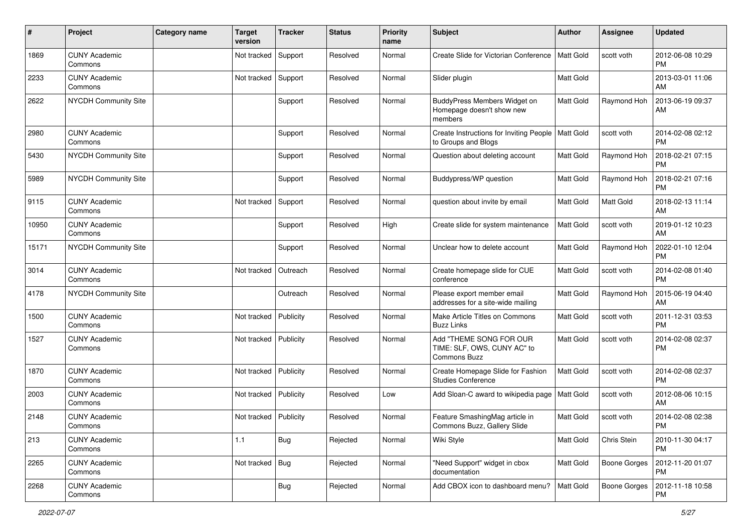| # | Project | Category name | Target version | Tracker | Status | Priority name | Subject | Author | Assignee | Updated |
|---|---|---|---|---|---|---|---|---|---|---|
| 1869 | CUNY Academic Commons | | Not tracked | Support | Resolved | Normal | Create Slide for Victorian Conference | Matt Gold | scott voth | 2012-06-08 10:29 PM |
| 2233 | CUNY Academic Commons | | Not tracked | Support | Resolved | Normal | Slider plugin | Matt Gold | | 2013-03-01 11:06 AM |
| 2622 | NYCDH Community Site | | | Support | Resolved | Normal | BuddyPress Members Widget on Homepage doesn't show new members | Matt Gold | Raymond Hoh | 2013-06-19 09:37 AM |
| 2980 | CUNY Academic Commons | | | Support | Resolved | Normal | Create Instructions for Inviting People to Groups and Blogs | Matt Gold | scott voth | 2014-02-08 02:12 PM |
| 5430 | NYCDH Community Site | | | Support | Resolved | Normal | Question about deleting account | Matt Gold | Raymond Hoh | 2018-02-21 07:15 PM |
| 5989 | NYCDH Community Site | | | Support | Resolved | Normal | Buddypress/WP question | Matt Gold | Raymond Hoh | 2018-02-21 07:16 PM |
| 9115 | CUNY Academic Commons | | Not tracked | Support | Resolved | Normal | question about invite by email | Matt Gold | Matt Gold | 2018-02-13 11:14 AM |
| 10950 | CUNY Academic Commons | | | Support | Resolved | High | Create slide for system maintenance | Matt Gold | scott voth | 2019-01-12 10:23 AM |
| 15171 | NYCDH Community Site | | | Support | Resolved | Normal | Unclear how to delete account | Matt Gold | Raymond Hoh | 2022-01-10 12:04 PM |
| 3014 | CUNY Academic Commons | | Not tracked | Outreach | Resolved | Normal | Create homepage slide for CUE conference | Matt Gold | scott voth | 2014-02-08 01:40 PM |
| 4178 | NYCDH Community Site | | | Outreach | Resolved | Normal | Please export member email addresses for a site-wide mailing | Matt Gold | Raymond Hoh | 2015-06-19 04:40 AM |
| 1500 | CUNY Academic Commons | | Not tracked | Publicity | Resolved | Normal | Make Article Titles on Commons Buzz Links | Matt Gold | scott voth | 2011-12-31 03:53 PM |
| 1527 | CUNY Academic Commons | | Not tracked | Publicity | Resolved | Normal | Add "THEME SONG FOR OUR TIME: SLF, OWS, CUNY AC" to Commons Buzz | Matt Gold | scott voth | 2014-02-08 02:37 PM |
| 1870 | CUNY Academic Commons | | Not tracked | Publicity | Resolved | Normal | Create Homepage Slide for Fashion Studies Conference | Matt Gold | scott voth | 2014-02-08 02:37 PM |
| 2003 | CUNY Academic Commons | | Not tracked | Publicity | Resolved | Low | Add Sloan-C award to wikipedia page | Matt Gold | scott voth | 2012-08-06 10:15 AM |
| 2148 | CUNY Academic Commons | | Not tracked | Publicity | Resolved | Normal | Feature SmashingMag article in Commons Buzz, Gallery Slide | Matt Gold | scott voth | 2014-02-08 02:38 PM |
| 213 | CUNY Academic Commons | | 1.1 | Bug | Rejected | Normal | Wiki Style | Matt Gold | Chris Stein | 2010-11-30 04:17 PM |
| 2265 | CUNY Academic Commons | | Not tracked | Bug | Rejected | Normal | "Need Support" widget in cbox documentation | Matt Gold | Boone Gorges | 2012-11-20 01:07 PM |
| 2268 | CUNY Academic Commons | | | Bug | Rejected | Normal | Add CBOX icon to dashboard menu? | Matt Gold | Boone Gorges | 2012-11-18 10:58 PM |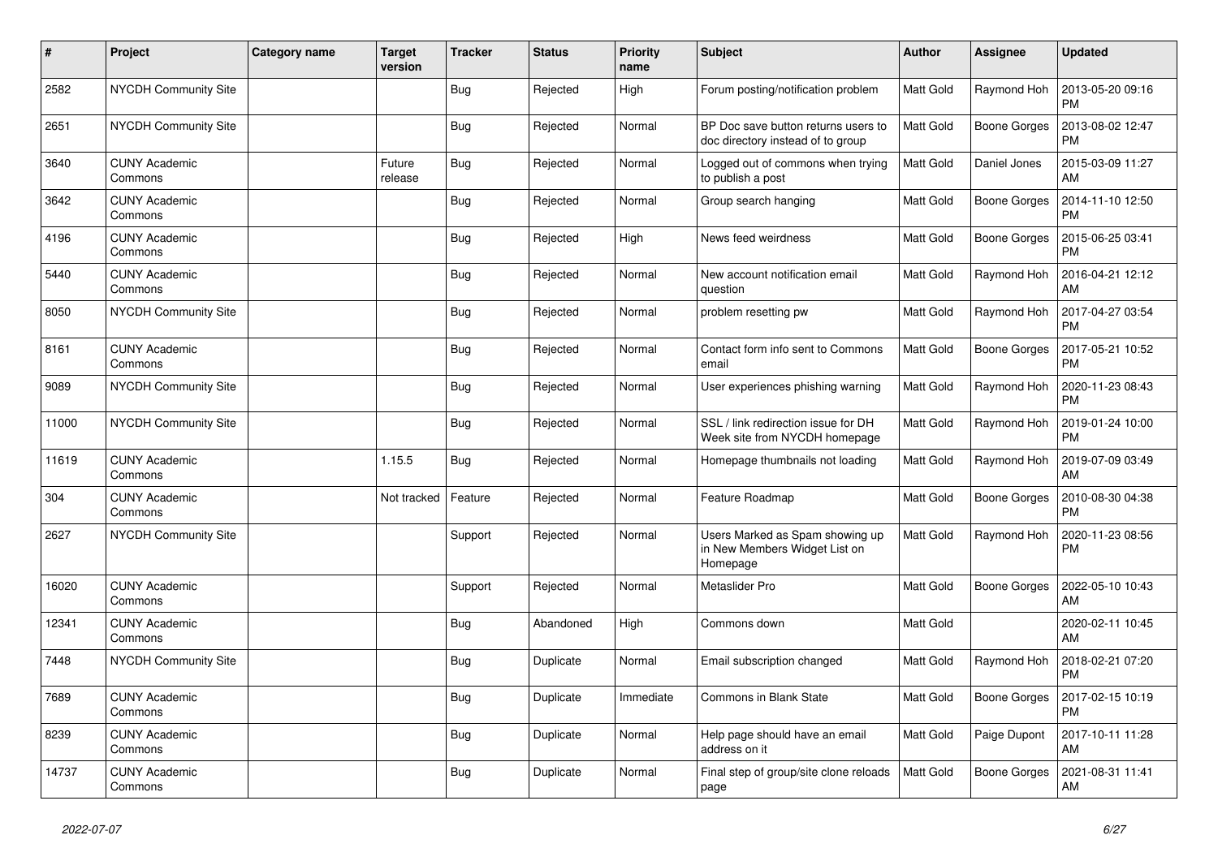| # | Project | Category name | Target version | Tracker | Status | Priority name | Subject | Author | Assignee | Updated |
|---|---|---|---|---|---|---|---|---|---|---|
| 2582 | NYCDH Community Site | | | Bug | Rejected | High | Forum posting/notification problem | Matt Gold | Raymond Hoh | 2013-05-20 09:16 PM |
| 2651 | NYCDH Community Site | | | Bug | Rejected | Normal | BP Doc save button returns users to doc directory instead of to group | Matt Gold | Boone Gorges | 2013-08-02 12:47 PM |
| 3640 | CUNY Academic Commons | | Future release | Bug | Rejected | Normal | Logged out of commons when trying to publish a post | Matt Gold | Daniel Jones | 2015-03-09 11:27 AM |
| 3642 | CUNY Academic Commons | | | Bug | Rejected | Normal | Group search hanging | Matt Gold | Boone Gorges | 2014-11-10 12:50 PM |
| 4196 | CUNY Academic Commons | | | Bug | Rejected | High | News feed weirdness | Matt Gold | Boone Gorges | 2015-06-25 03:41 PM |
| 5440 | CUNY Academic Commons | | | Bug | Rejected | Normal | New account notification email question | Matt Gold | Raymond Hoh | 2016-04-21 12:12 AM |
| 8050 | NYCDH Community Site | | | Bug | Rejected | Normal | problem resetting pw | Matt Gold | Raymond Hoh | 2017-04-27 03:54 PM |
| 8161 | CUNY Academic Commons | | | Bug | Rejected | Normal | Contact form info sent to Commons email | Matt Gold | Boone Gorges | 2017-05-21 10:52 PM |
| 9089 | NYCDH Community Site | | | Bug | Rejected | Normal | User experiences phishing warning | Matt Gold | Raymond Hoh | 2020-11-23 08:43 PM |
| 11000 | NYCDH Community Site | | | Bug | Rejected | Normal | SSL / link redirection issue for DH Week site from NYCDH homepage | Matt Gold | Raymond Hoh | 2019-01-24 10:00 PM |
| 11619 | CUNY Academic Commons | | 1.15.5 | Bug | Rejected | Normal | Homepage thumbnails not loading | Matt Gold | Raymond Hoh | 2019-07-09 03:49 AM |
| 304 | CUNY Academic Commons | | Not tracked | Feature | Rejected | Normal | Feature Roadmap | Matt Gold | Boone Gorges | 2010-08-30 04:38 PM |
| 2627 | NYCDH Community Site | | | Support | Rejected | Normal | Users Marked as Spam showing up in New Members Widget List on Homepage | Matt Gold | Raymond Hoh | 2020-11-23 08:56 PM |
| 16020 | CUNY Academic Commons | | | Support | Rejected | Normal | Metaslider Pro | Matt Gold | Boone Gorges | 2022-05-10 10:43 AM |
| 12341 | CUNY Academic Commons | | | Bug | Abandoned | High | Commons down | Matt Gold | | 2020-02-11 10:45 AM |
| 7448 | NYCDH Community Site | | | Bug | Duplicate | Normal | Email subscription changed | Matt Gold | Raymond Hoh | 2018-02-21 07:20 PM |
| 7689 | CUNY Academic Commons | | | Bug | Duplicate | Immediate | Commons in Blank State | Matt Gold | Boone Gorges | 2017-02-15 10:19 PM |
| 8239 | CUNY Academic Commons | | | Bug | Duplicate | Normal | Help page should have an email address on it | Matt Gold | Paige Dupont | 2017-10-11 11:28 AM |
| 14737 | CUNY Academic Commons | | | Bug | Duplicate | Normal | Final step of group/site clone reloads page | Matt Gold | Boone Gorges | 2021-08-31 11:41 AM |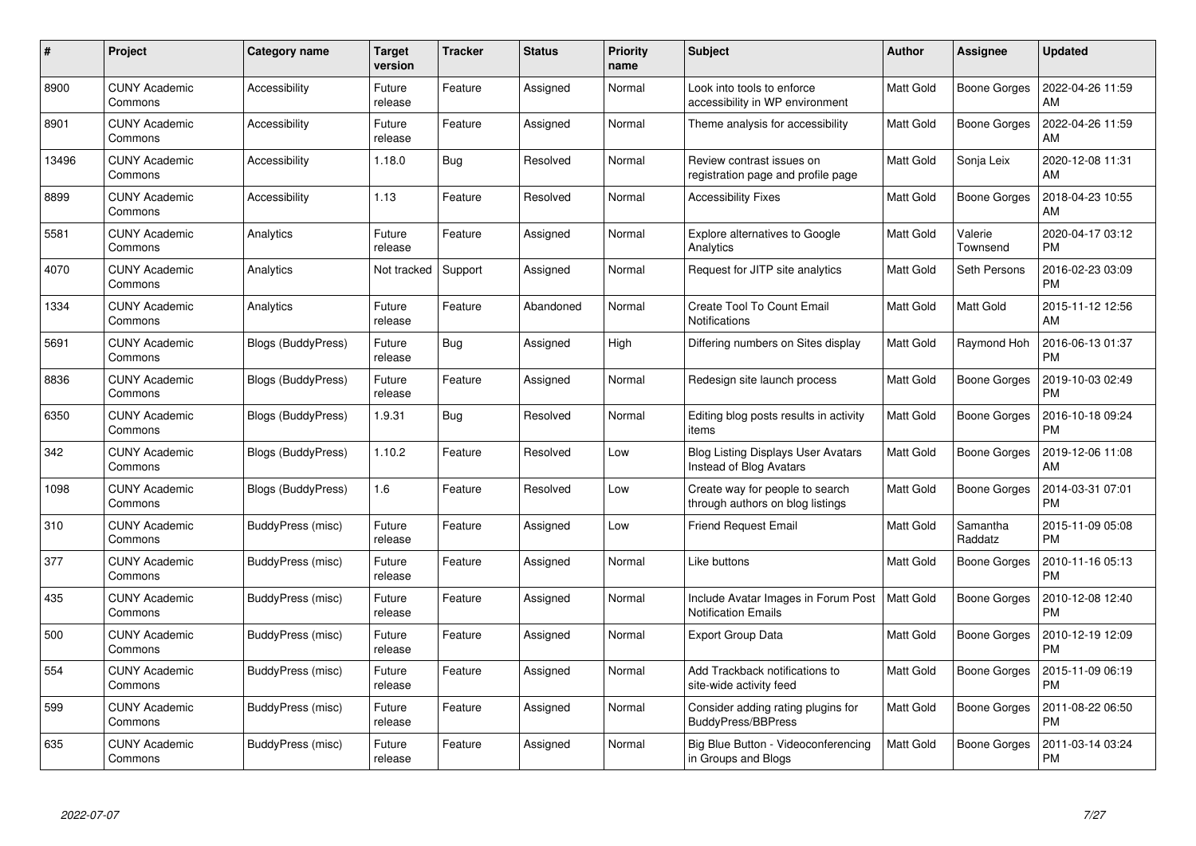| # | Project | Category name | Target version | Tracker | Status | Priority name | Subject | Author | Assignee | Updated |
|---|---|---|---|---|---|---|---|---|---|---|
| 8900 | CUNY Academic Commons | Accessibility | Future release | Feature | Assigned | Normal | Look into tools to enforce accessibility in WP environment | Matt Gold | Boone Gorges | 2022-04-26 11:59 AM |
| 8901 | CUNY Academic Commons | Accessibility | Future release | Feature | Assigned | Normal | Theme analysis for accessibility | Matt Gold | Boone Gorges | 2022-04-26 11:59 AM |
| 13496 | CUNY Academic Commons | Accessibility | 1.18.0 | Bug | Resolved | Normal | Review contrast issues on registration page and profile page | Matt Gold | Sonja Leix | 2020-12-08 11:31 AM |
| 8899 | CUNY Academic Commons | Accessibility | 1.13 | Feature | Resolved | Normal | Accessibility Fixes | Matt Gold | Boone Gorges | 2018-04-23 10:55 AM |
| 5581 | CUNY Academic Commons | Analytics | Future release | Feature | Assigned | Normal | Explore alternatives to Google Analytics | Matt Gold | Valerie Townsend | 2020-04-17 03:12 PM |
| 4070 | CUNY Academic Commons | Analytics | Not tracked | Support | Assigned | Normal | Request for JITP site analytics | Matt Gold | Seth Persons | 2016-02-23 03:09 PM |
| 1334 | CUNY Academic Commons | Analytics | Future release | Feature | Abandoned | Normal | Create Tool To Count Email Notifications | Matt Gold | Matt Gold | 2015-11-12 12:56 AM |
| 5691 | CUNY Academic Commons | Blogs (BuddyPress) | Future release | Bug | Assigned | High | Differing numbers on Sites display | Matt Gold | Raymond Hoh | 2016-06-13 01:37 PM |
| 8836 | CUNY Academic Commons | Blogs (BuddyPress) | Future release | Feature | Assigned | Normal | Redesign site launch process | Matt Gold | Boone Gorges | 2019-10-03 02:49 PM |
| 6350 | CUNY Academic Commons | Blogs (BuddyPress) | 1.9.31 | Bug | Resolved | Normal | Editing blog posts results in activity items | Matt Gold | Boone Gorges | 2016-10-18 09:24 PM |
| 342 | CUNY Academic Commons | Blogs (BuddyPress) | 1.10.2 | Feature | Resolved | Low | Blog Listing Displays User Avatars Instead of Blog Avatars | Matt Gold | Boone Gorges | 2019-12-06 11:08 AM |
| 1098 | CUNY Academic Commons | Blogs (BuddyPress) | 1.6 | Feature | Resolved | Low | Create way for people to search through authors on blog listings | Matt Gold | Boone Gorges | 2014-03-31 07:01 PM |
| 310 | CUNY Academic Commons | BuddyPress (misc) | Future release | Feature | Assigned | Low | Friend Request Email | Matt Gold | Samantha Raddatz | 2015-11-09 05:08 PM |
| 377 | CUNY Academic Commons | BuddyPress (misc) | Future release | Feature | Assigned | Normal | Like buttons | Matt Gold | Boone Gorges | 2010-11-16 05:13 PM |
| 435 | CUNY Academic Commons | BuddyPress (misc) | Future release | Feature | Assigned | Normal | Include Avatar Images in Forum Post Notification Emails | Matt Gold | Boone Gorges | 2010-12-08 12:40 PM |
| 500 | CUNY Academic Commons | BuddyPress (misc) | Future release | Feature | Assigned | Normal | Export Group Data | Matt Gold | Boone Gorges | 2010-12-19 12:09 PM |
| 554 | CUNY Academic Commons | BuddyPress (misc) | Future release | Feature | Assigned | Normal | Add Trackback notifications to site-wide activity feed | Matt Gold | Boone Gorges | 2015-11-09 06:19 PM |
| 599 | CUNY Academic Commons | BuddyPress (misc) | Future release | Feature | Assigned | Normal | Consider adding rating plugins for BuddyPress/BBPress | Matt Gold | Boone Gorges | 2011-08-22 06:50 PM |
| 635 | CUNY Academic Commons | BuddyPress (misc) | Future release | Feature | Assigned | Normal | Big Blue Button - Videoconferencing in Groups and Blogs | Matt Gold | Boone Gorges | 2011-03-14 03:24 PM |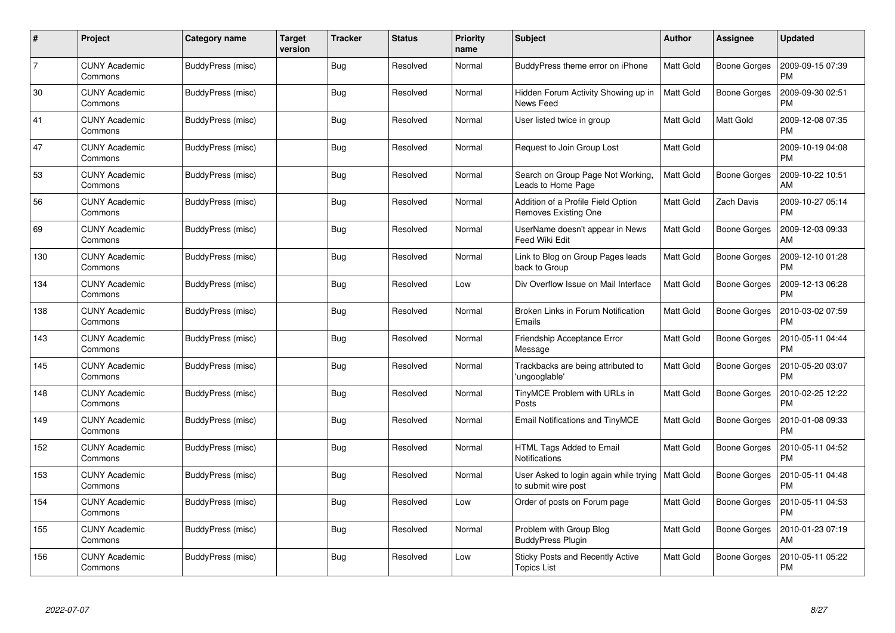| # | Project | Category name | Target version | Tracker | Status | Priority name | Subject | Author | Assignee | Updated |
|---|---|---|---|---|---|---|---|---|---|---|
| 7 | CUNY Academic Commons | BuddyPress (misc) | | Bug | Resolved | Normal | BuddyPress theme error on iPhone | Matt Gold | Boone Gorges | 2009-09-15 07:39 PM |
| 30 | CUNY Academic Commons | BuddyPress (misc) | | Bug | Resolved | Normal | Hidden Forum Activity Showing up in News Feed | Matt Gold | Boone Gorges | 2009-09-30 02:51 PM |
| 41 | CUNY Academic Commons | BuddyPress (misc) | | Bug | Resolved | Normal | User listed twice in group | Matt Gold | Matt Gold | 2009-12-08 07:35 PM |
| 47 | CUNY Academic Commons | BuddyPress (misc) | | Bug | Resolved | Normal | Request to Join Group Lost | Matt Gold | | 2009-10-19 04:08 PM |
| 53 | CUNY Academic Commons | BuddyPress (misc) | | Bug | Resolved | Normal | Search on Group Page Not Working, Leads to Home Page | Matt Gold | Boone Gorges | 2009-10-22 10:51 AM |
| 56 | CUNY Academic Commons | BuddyPress (misc) | | Bug | Resolved | Normal | Addition of a Profile Field Option Removes Existing One | Matt Gold | Zach Davis | 2009-10-27 05:14 PM |
| 69 | CUNY Academic Commons | BuddyPress (misc) | | Bug | Resolved | Normal | UserName doesn't appear in News Feed Wiki Edit | Matt Gold | Boone Gorges | 2009-12-03 09:33 AM |
| 130 | CUNY Academic Commons | BuddyPress (misc) | | Bug | Resolved | Normal | Link to Blog on Group Pages leads back to Group | Matt Gold | Boone Gorges | 2009-12-10 01:28 PM |
| 134 | CUNY Academic Commons | BuddyPress (misc) | | Bug | Resolved | Low | Div Overflow Issue on Mail Interface | Matt Gold | Boone Gorges | 2009-12-13 06:28 PM |
| 138 | CUNY Academic Commons | BuddyPress (misc) | | Bug | Resolved | Normal | Broken Links in Forum Notification Emails | Matt Gold | Boone Gorges | 2010-03-02 07:59 PM |
| 143 | CUNY Academic Commons | BuddyPress (misc) | | Bug | Resolved | Normal | Friendship Acceptance Error Message | Matt Gold | Boone Gorges | 2010-05-11 04:44 PM |
| 145 | CUNY Academic Commons | BuddyPress (misc) | | Bug | Resolved | Normal | Trackbacks are being attributed to 'ungooglable' | Matt Gold | Boone Gorges | 2010-05-20 03:07 PM |
| 148 | CUNY Academic Commons | BuddyPress (misc) | | Bug | Resolved | Normal | TinyMCE Problem with URLs in Posts | Matt Gold | Boone Gorges | 2010-02-25 12:22 PM |
| 149 | CUNY Academic Commons | BuddyPress (misc) | | Bug | Resolved | Normal | Email Notifications and TinyMCE | Matt Gold | Boone Gorges | 2010-01-08 09:33 PM |
| 152 | CUNY Academic Commons | BuddyPress (misc) | | Bug | Resolved | Normal | HTML Tags Added to Email Notifications | Matt Gold | Boone Gorges | 2010-05-11 04:52 PM |
| 153 | CUNY Academic Commons | BuddyPress (misc) | | Bug | Resolved | Normal | User Asked to login again while trying to submit wire post | Matt Gold | Boone Gorges | 2010-05-11 04:48 PM |
| 154 | CUNY Academic Commons | BuddyPress (misc) | | Bug | Resolved | Low | Order of posts on Forum page | Matt Gold | Boone Gorges | 2010-05-11 04:53 PM |
| 155 | CUNY Academic Commons | BuddyPress (misc) | | Bug | Resolved | Normal | Problem with Group Blog BuddyPress Plugin | Matt Gold | Boone Gorges | 2010-01-23 07:19 AM |
| 156 | CUNY Academic Commons | BuddyPress (misc) | | Bug | Resolved | Low | Sticky Posts and Recently Active Topics List | Matt Gold | Boone Gorges | 2010-05-11 05:22 PM |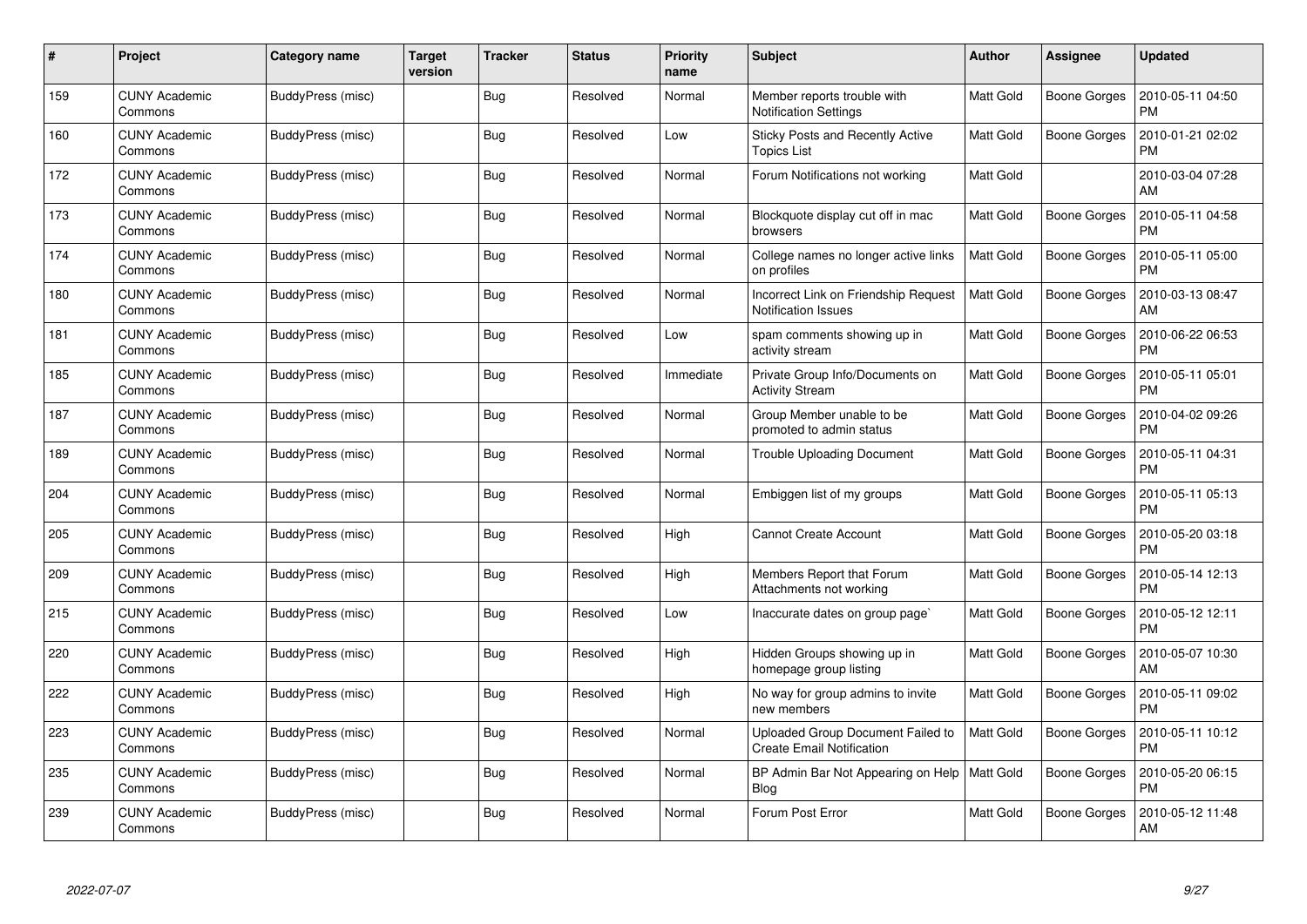| # | Project | Category name | Target version | Tracker | Status | Priority name | Subject | Author | Assignee | Updated |
|---|---|---|---|---|---|---|---|---|---|---|
| 159 | CUNY Academic Commons | BuddyPress (misc) | | Bug | Resolved | Normal | Member reports trouble with Notification Settings | Matt Gold | Boone Gorges | 2010-05-11 04:50 PM |
| 160 | CUNY Academic Commons | BuddyPress (misc) | | Bug | Resolved | Low | Sticky Posts and Recently Active Topics List | Matt Gold | Boone Gorges | 2010-01-21 02:02 PM |
| 172 | CUNY Academic Commons | BuddyPress (misc) | | Bug | Resolved | Normal | Forum Notifications not working | Matt Gold | | 2010-03-04 07:28 AM |
| 173 | CUNY Academic Commons | BuddyPress (misc) | | Bug | Resolved | Normal | Blockquote display cut off in mac browsers | Matt Gold | Boone Gorges | 2010-05-11 04:58 PM |
| 174 | CUNY Academic Commons | BuddyPress (misc) | | Bug | Resolved | Normal | College names no longer active links on profiles | Matt Gold | Boone Gorges | 2010-05-11 05:00 PM |
| 180 | CUNY Academic Commons | BuddyPress (misc) | | Bug | Resolved | Normal | Incorrect Link on Friendship Request Notification Issues | Matt Gold | Boone Gorges | 2010-03-13 08:47 AM |
| 181 | CUNY Academic Commons | BuddyPress (misc) | | Bug | Resolved | Low | spam comments showing up in activity stream | Matt Gold | Boone Gorges | 2010-06-22 06:53 PM |
| 185 | CUNY Academic Commons | BuddyPress (misc) | | Bug | Resolved | Immediate | Private Group Info/Documents on Activity Stream | Matt Gold | Boone Gorges | 2010-05-11 05:01 PM |
| 187 | CUNY Academic Commons | BuddyPress (misc) | | Bug | Resolved | Normal | Group Member unable to be promoted to admin status | Matt Gold | Boone Gorges | 2010-04-02 09:26 PM |
| 189 | CUNY Academic Commons | BuddyPress (misc) | | Bug | Resolved | Normal | Trouble Uploading Document | Matt Gold | Boone Gorges | 2010-05-11 04:31 PM |
| 204 | CUNY Academic Commons | BuddyPress (misc) | | Bug | Resolved | Normal | Embiggen list of my groups | Matt Gold | Boone Gorges | 2010-05-11 05:13 PM |
| 205 | CUNY Academic Commons | BuddyPress (misc) | | Bug | Resolved | High | Cannot Create Account | Matt Gold | Boone Gorges | 2010-05-20 03:18 PM |
| 209 | CUNY Academic Commons | BuddyPress (misc) | | Bug | Resolved | High | Members Report that Forum Attachments not working | Matt Gold | Boone Gorges | 2010-05-14 12:13 PM |
| 215 | CUNY Academic Commons | BuddyPress (misc) | | Bug | Resolved | Low | Inaccurate dates on group page` | Matt Gold | Boone Gorges | 2010-05-12 12:11 PM |
| 220 | CUNY Academic Commons | BuddyPress (misc) | | Bug | Resolved | High | Hidden Groups showing up in homepage group listing | Matt Gold | Boone Gorges | 2010-05-07 10:30 AM |
| 222 | CUNY Academic Commons | BuddyPress (misc) | | Bug | Resolved | High | No way for group admins to invite new members | Matt Gold | Boone Gorges | 2010-05-11 09:02 PM |
| 223 | CUNY Academic Commons | BuddyPress (misc) | | Bug | Resolved | Normal | Uploaded Group Document Failed to Create Email Notification | Matt Gold | Boone Gorges | 2010-05-11 10:12 PM |
| 235 | CUNY Academic Commons | BuddyPress (misc) | | Bug | Resolved | Normal | BP Admin Bar Not Appearing on Help Blog | Matt Gold | Boone Gorges | 2010-05-20 06:15 PM |
| 239 | CUNY Academic Commons | BuddyPress (misc) | | Bug | Resolved | Normal | Forum Post Error | Matt Gold | Boone Gorges | 2010-05-12 11:48 AM |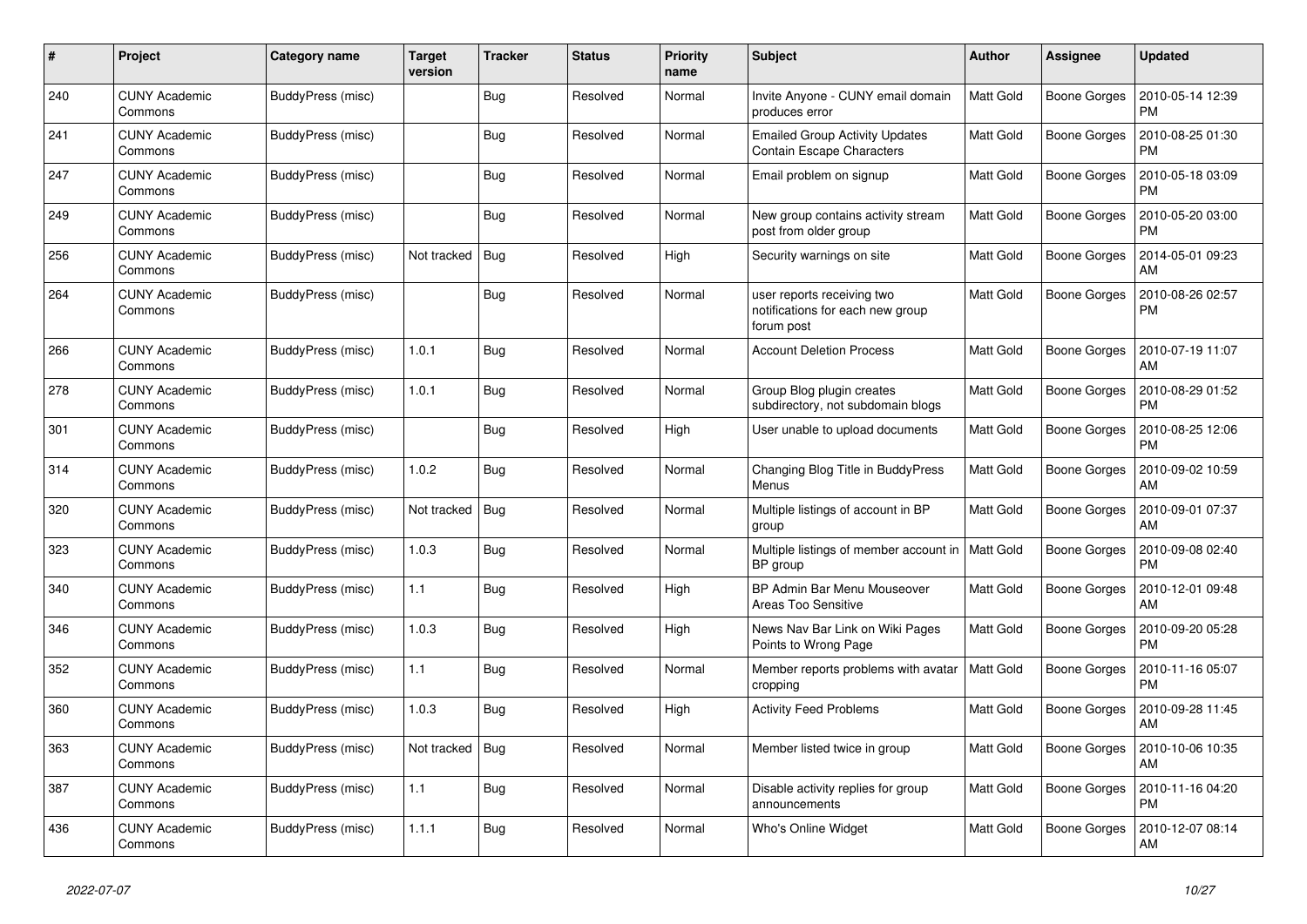| # | Project | Category name | Target version | Tracker | Status | Priority name | Subject | Author | Assignee | Updated |
|---|---|---|---|---|---|---|---|---|---|---|
| 240 | CUNY Academic Commons | BuddyPress (misc) | | Bug | Resolved | Normal | Invite Anyone - CUNY email domain produces error | Matt Gold | Boone Gorges | 2010-05-14 12:39 PM |
| 241 | CUNY Academic Commons | BuddyPress (misc) | | Bug | Resolved | Normal | Emailed Group Activity Updates Contain Escape Characters | Matt Gold | Boone Gorges | 2010-08-25 01:30 PM |
| 247 | CUNY Academic Commons | BuddyPress (misc) | | Bug | Resolved | Normal | Email problem on signup | Matt Gold | Boone Gorges | 2010-05-18 03:09 PM |
| 249 | CUNY Academic Commons | BuddyPress (misc) | | Bug | Resolved | Normal | New group contains activity stream post from older group | Matt Gold | Boone Gorges | 2010-05-20 03:00 PM |
| 256 | CUNY Academic Commons | BuddyPress (misc) | Not tracked | Bug | Resolved | High | Security warnings on site | Matt Gold | Boone Gorges | 2014-05-01 09:23 AM |
| 264 | CUNY Academic Commons | BuddyPress (misc) | | Bug | Resolved | Normal | user reports receiving two notifications for each new group forum post | Matt Gold | Boone Gorges | 2010-08-26 02:57 PM |
| 266 | CUNY Academic Commons | BuddyPress (misc) | 1.0.1 | Bug | Resolved | Normal | Account Deletion Process | Matt Gold | Boone Gorges | 2010-07-19 11:07 AM |
| 278 | CUNY Academic Commons | BuddyPress (misc) | 1.0.1 | Bug | Resolved | Normal | Group Blog plugin creates subdirectory, not subdomain blogs | Matt Gold | Boone Gorges | 2010-08-29 01:52 PM |
| 301 | CUNY Academic Commons | BuddyPress (misc) | | Bug | Resolved | High | User unable to upload documents | Matt Gold | Boone Gorges | 2010-08-25 12:06 PM |
| 314 | CUNY Academic Commons | BuddyPress (misc) | 1.0.2 | Bug | Resolved | Normal | Changing Blog Title in BuddyPress Menus | Matt Gold | Boone Gorges | 2010-09-02 10:59 AM |
| 320 | CUNY Academic Commons | BuddyPress (misc) | Not tracked | Bug | Resolved | Normal | Multiple listings of account in BP group | Matt Gold | Boone Gorges | 2010-09-01 07:37 AM |
| 323 | CUNY Academic Commons | BuddyPress (misc) | 1.0.3 | Bug | Resolved | Normal | Multiple listings of member account in BP group | Matt Gold | Boone Gorges | 2010-09-08 02:40 PM |
| 340 | CUNY Academic Commons | BuddyPress (misc) | 1.1 | Bug | Resolved | High | BP Admin Bar Menu Mouseover Areas Too Sensitive | Matt Gold | Boone Gorges | 2010-12-01 09:48 AM |
| 346 | CUNY Academic Commons | BuddyPress (misc) | 1.0.3 | Bug | Resolved | High | News Nav Bar Link on Wiki Pages Points to Wrong Page | Matt Gold | Boone Gorges | 2010-09-20 05:28 PM |
| 352 | CUNY Academic Commons | BuddyPress (misc) | 1.1 | Bug | Resolved | Normal | Member reports problems with avatar cropping | Matt Gold | Boone Gorges | 2010-11-16 05:07 PM |
| 360 | CUNY Academic Commons | BuddyPress (misc) | 1.0.3 | Bug | Resolved | High | Activity Feed Problems | Matt Gold | Boone Gorges | 2010-09-28 11:45 AM |
| 363 | CUNY Academic Commons | BuddyPress (misc) | Not tracked | Bug | Resolved | Normal | Member listed twice in group | Matt Gold | Boone Gorges | 2010-10-06 10:35 AM |
| 387 | CUNY Academic Commons | BuddyPress (misc) | 1.1 | Bug | Resolved | Normal | Disable activity replies for group announcements | Matt Gold | Boone Gorges | 2010-11-16 04:20 PM |
| 436 | CUNY Academic Commons | BuddyPress (misc) | 1.1.1 | Bug | Resolved | Normal | Who's Online Widget | Matt Gold | Boone Gorges | 2010-12-07 08:14 AM |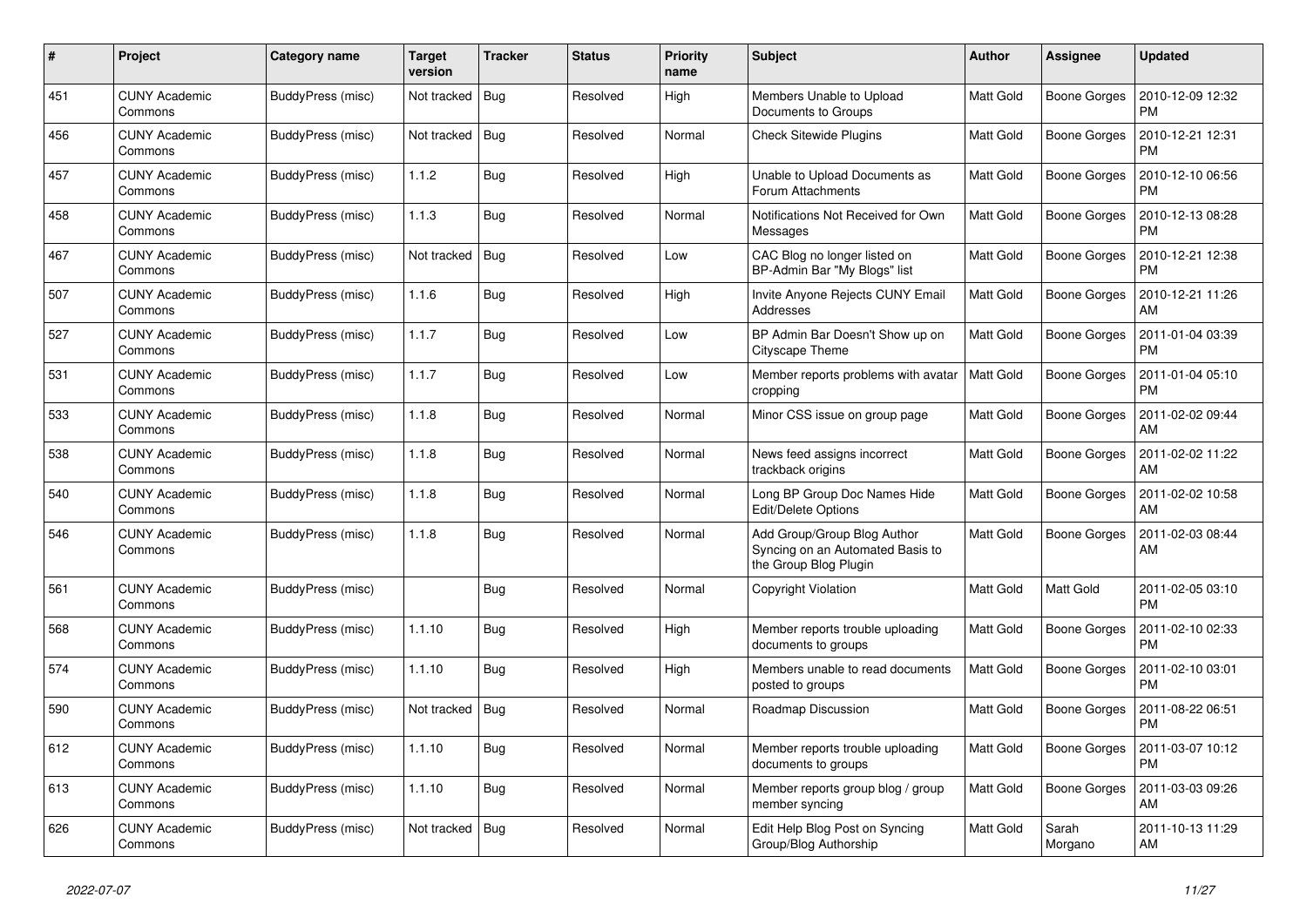| # | Project | Category name | Target version | Tracker | Status | Priority name | Subject | Author | Assignee | Updated |
|---|---|---|---|---|---|---|---|---|---|---|
| 451 | CUNY Academic Commons | BuddyPress (misc) | Not tracked | Bug | Resolved | High | Members Unable to Upload Documents to Groups | Matt Gold | Boone Gorges | 2010-12-09 12:32 PM |
| 456 | CUNY Academic Commons | BuddyPress (misc) | Not tracked | Bug | Resolved | Normal | Check Sitewide Plugins | Matt Gold | Boone Gorges | 2010-12-21 12:31 PM |
| 457 | CUNY Academic Commons | BuddyPress (misc) | 1.1.2 | Bug | Resolved | High | Unable to Upload Documents as Forum Attachments | Matt Gold | Boone Gorges | 2010-12-10 06:56 PM |
| 458 | CUNY Academic Commons | BuddyPress (misc) | 1.1.3 | Bug | Resolved | Normal | Notifications Not Received for Own Messages | Matt Gold | Boone Gorges | 2010-12-13 08:28 PM |
| 467 | CUNY Academic Commons | BuddyPress (misc) | Not tracked | Bug | Resolved | Low | CAC Blog no longer listed on BP-Admin Bar "My Blogs" list | Matt Gold | Boone Gorges | 2010-12-21 12:38 PM |
| 507 | CUNY Academic Commons | BuddyPress (misc) | 1.1.6 | Bug | Resolved | High | Invite Anyone Rejects CUNY Email Addresses | Matt Gold | Boone Gorges | 2010-12-21 11:26 AM |
| 527 | CUNY Academic Commons | BuddyPress (misc) | 1.1.7 | Bug | Resolved | Low | BP Admin Bar Doesn't Show up on Cityscape Theme | Matt Gold | Boone Gorges | 2011-01-04 03:39 PM |
| 531 | CUNY Academic Commons | BuddyPress (misc) | 1.1.7 | Bug | Resolved | Low | Member reports problems with avatar cropping | Matt Gold | Boone Gorges | 2011-01-04 05:10 PM |
| 533 | CUNY Academic Commons | BuddyPress (misc) | 1.1.8 | Bug | Resolved | Normal | Minor CSS issue on group page | Matt Gold | Boone Gorges | 2011-02-02 09:44 AM |
| 538 | CUNY Academic Commons | BuddyPress (misc) | 1.1.8 | Bug | Resolved | Normal | News feed assigns incorrect trackback origins | Matt Gold | Boone Gorges | 2011-02-02 11:22 AM |
| 540 | CUNY Academic Commons | BuddyPress (misc) | 1.1.8 | Bug | Resolved | Normal | Long BP Group Doc Names Hide Edit/Delete Options | Matt Gold | Boone Gorges | 2011-02-02 10:58 AM |
| 546 | CUNY Academic Commons | BuddyPress (misc) | 1.1.8 | Bug | Resolved | Normal | Add Group/Group Blog Author Syncing on an Automated Basis to the Group Blog Plugin | Matt Gold | Boone Gorges | 2011-02-03 08:44 AM |
| 561 | CUNY Academic Commons | BuddyPress (misc) | | Bug | Resolved | Normal | Copyright Violation | Matt Gold | Matt Gold | 2011-02-05 03:10 PM |
| 568 | CUNY Academic Commons | BuddyPress (misc) | 1.1.10 | Bug | Resolved | High | Member reports trouble uploading documents to groups | Matt Gold | Boone Gorges | 2011-02-10 02:33 PM |
| 574 | CUNY Academic Commons | BuddyPress (misc) | 1.1.10 | Bug | Resolved | High | Members unable to read documents posted to groups | Matt Gold | Boone Gorges | 2011-02-10 03:01 PM |
| 590 | CUNY Academic Commons | BuddyPress (misc) | Not tracked | Bug | Resolved | Normal | Roadmap Discussion | Matt Gold | Boone Gorges | 2011-08-22 06:51 PM |
| 612 | CUNY Academic Commons | BuddyPress (misc) | 1.1.10 | Bug | Resolved | Normal | Member reports trouble uploading documents to groups | Matt Gold | Boone Gorges | 2011-03-07 10:12 PM |
| 613 | CUNY Academic Commons | BuddyPress (misc) | 1.1.10 | Bug | Resolved | Normal | Member reports group blog / group member syncing | Matt Gold | Boone Gorges | 2011-03-03 09:26 AM |
| 626 | CUNY Academic Commons | BuddyPress (misc) | Not tracked | Bug | Resolved | Normal | Edit Help Blog Post on Syncing Group/Blog Authorship | Matt Gold | Sarah Morgano | 2011-10-13 11:29 AM |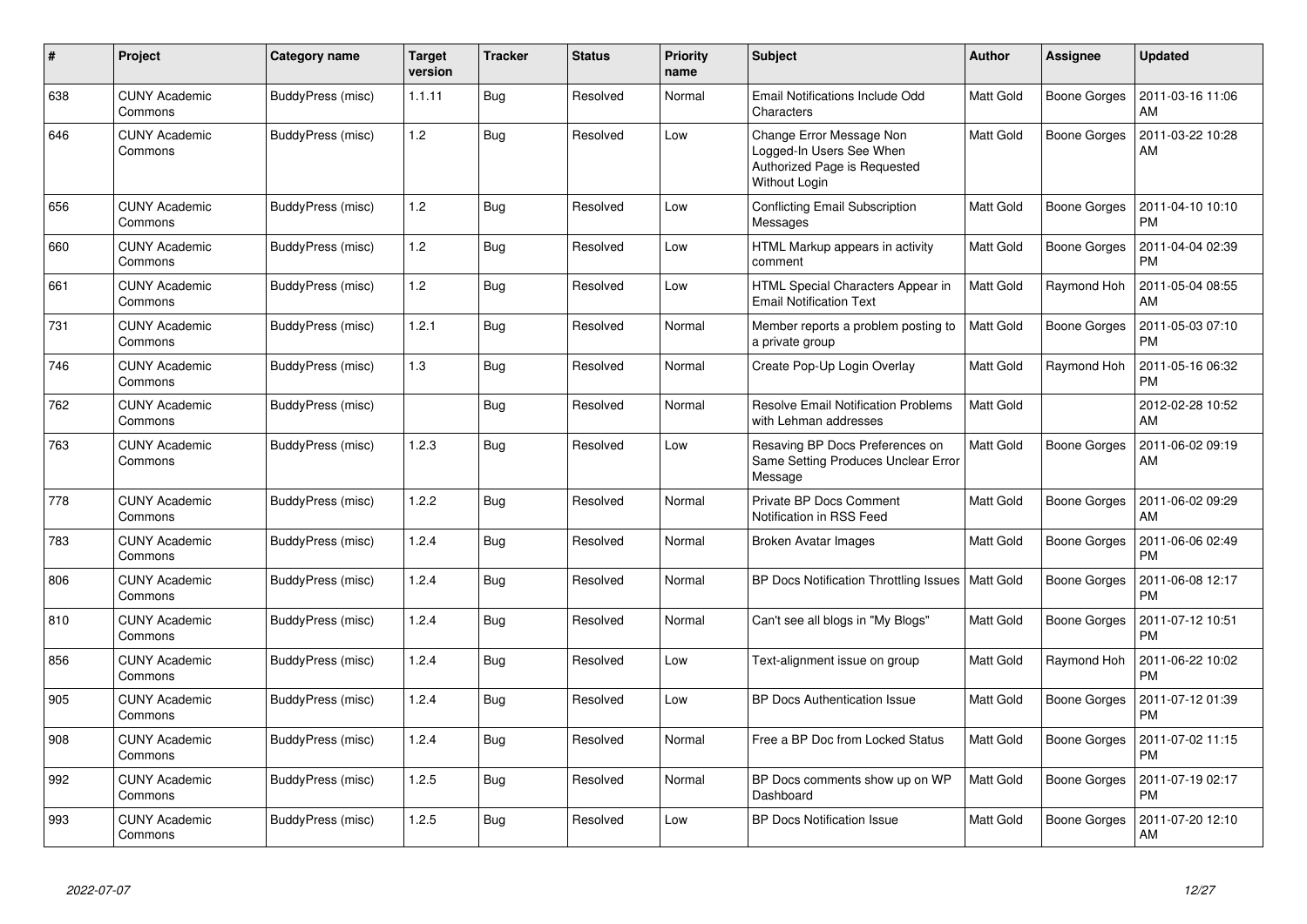| # | Project | Category name | Target version | Tracker | Status | Priority name | Subject | Author | Assignee | Updated |
|---|---|---|---|---|---|---|---|---|---|---|
| 638 | CUNY Academic Commons | BuddyPress (misc) | 1.1.11 | Bug | Resolved | Normal | Email Notifications Include Odd Characters | Matt Gold | Boone Gorges | 2011-03-16 11:06 AM |
| 646 | CUNY Academic Commons | BuddyPress (misc) | 1.2 | Bug | Resolved | Low | Change Error Message Non Logged-In Users See When Authorized Page is Requested Without Login | Matt Gold | Boone Gorges | 2011-03-22 10:28 AM |
| 656 | CUNY Academic Commons | BuddyPress (misc) | 1.2 | Bug | Resolved | Low | Conflicting Email Subscription Messages | Matt Gold | Boone Gorges | 2011-04-10 10:10 PM |
| 660 | CUNY Academic Commons | BuddyPress (misc) | 1.2 | Bug | Resolved | Low | HTML Markup appears in activity comment | Matt Gold | Boone Gorges | 2011-04-04 02:39 PM |
| 661 | CUNY Academic Commons | BuddyPress (misc) | 1.2 | Bug | Resolved | Low | HTML Special Characters Appear in Email Notification Text | Matt Gold | Raymond Hoh | 2011-05-04 08:55 AM |
| 731 | CUNY Academic Commons | BuddyPress (misc) | 1.2.1 | Bug | Resolved | Normal | Member reports a problem posting to a private group | Matt Gold | Boone Gorges | 2011-05-03 07:10 PM |
| 746 | CUNY Academic Commons | BuddyPress (misc) | 1.3 | Bug | Resolved | Normal | Create Pop-Up Login Overlay | Matt Gold | Raymond Hoh | 2011-05-16 06:32 PM |
| 762 | CUNY Academic Commons | BuddyPress (misc) | | Bug | Resolved | Normal | Resolve Email Notification Problems with Lehman addresses | Matt Gold | | 2012-02-28 10:52 AM |
| 763 | CUNY Academic Commons | BuddyPress (misc) | 1.2.3 | Bug | Resolved | Low | Resaving BP Docs Preferences on Same Setting Produces Unclear Error Message | Matt Gold | Boone Gorges | 2011-06-02 09:19 AM |
| 778 | CUNY Academic Commons | BuddyPress (misc) | 1.2.2 | Bug | Resolved | Normal | Private BP Docs Comment Notification in RSS Feed | Matt Gold | Boone Gorges | 2011-06-02 09:29 AM |
| 783 | CUNY Academic Commons | BuddyPress (misc) | 1.2.4 | Bug | Resolved | Normal | Broken Avatar Images | Matt Gold | Boone Gorges | 2011-06-06 02:49 PM |
| 806 | CUNY Academic Commons | BuddyPress (misc) | 1.2.4 | Bug | Resolved | Normal | BP Docs Notification Throttling Issues | Matt Gold | Boone Gorges | 2011-06-08 12:17 PM |
| 810 | CUNY Academic Commons | BuddyPress (misc) | 1.2.4 | Bug | Resolved | Normal | Can't see all blogs in "My Blogs" | Matt Gold | Boone Gorges | 2011-07-12 10:51 PM |
| 856 | CUNY Academic Commons | BuddyPress (misc) | 1.2.4 | Bug | Resolved | Low | Text-alignment issue on group | Matt Gold | Raymond Hoh | 2011-06-22 10:02 PM |
| 905 | CUNY Academic Commons | BuddyPress (misc) | 1.2.4 | Bug | Resolved | Low | BP Docs Authentication Issue | Matt Gold | Boone Gorges | 2011-07-12 01:39 PM |
| 908 | CUNY Academic Commons | BuddyPress (misc) | 1.2.4 | Bug | Resolved | Normal | Free a BP Doc from Locked Status | Matt Gold | Boone Gorges | 2011-07-02 11:15 PM |
| 992 | CUNY Academic Commons | BuddyPress (misc) | 1.2.5 | Bug | Resolved | Normal | BP Docs comments show up on WP Dashboard | Matt Gold | Boone Gorges | 2011-07-19 02:17 PM |
| 993 | CUNY Academic Commons | BuddyPress (misc) | 1.2.5 | Bug | Resolved | Low | BP Docs Notification Issue | Matt Gold | Boone Gorges | 2011-07-20 12:10 AM |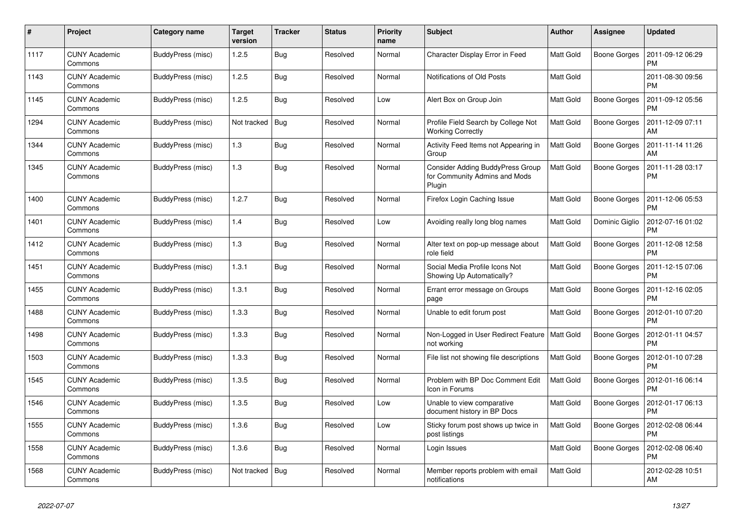| # | Project | Category name | Target version | Tracker | Status | Priority name | Subject | Author | Assignee | Updated |
|---|---|---|---|---|---|---|---|---|---|---|
| 1117 | CUNY Academic Commons | BuddyPress (misc) | 1.2.5 | Bug | Resolved | Normal | Character Display Error in Feed | Matt Gold | Boone Gorges | 2011-09-12 06:29 PM |
| 1143 | CUNY Academic Commons | BuddyPress (misc) | 1.2.5 | Bug | Resolved | Normal | Notifications of Old Posts | Matt Gold | | 2011-08-30 09:56 PM |
| 1145 | CUNY Academic Commons | BuddyPress (misc) | 1.2.5 | Bug | Resolved | Low | Alert Box on Group Join | Matt Gold | Boone Gorges | 2011-09-12 05:56 PM |
| 1294 | CUNY Academic Commons | BuddyPress (misc) | Not tracked | Bug | Resolved | Normal | Profile Field Search by College Not Working Correctly | Matt Gold | Boone Gorges | 2011-12-09 07:11 AM |
| 1344 | CUNY Academic Commons | BuddyPress (misc) | 1.3 | Bug | Resolved | Normal | Activity Feed Items not Appearing in Group | Matt Gold | Boone Gorges | 2011-11-14 11:26 AM |
| 1345 | CUNY Academic Commons | BuddyPress (misc) | 1.3 | Bug | Resolved | Normal | Consider Adding BuddyPress Group for Community Admins and Mods Plugin | Matt Gold | Boone Gorges | 2011-11-28 03:17 PM |
| 1400 | CUNY Academic Commons | BuddyPress (misc) | 1.2.7 | Bug | Resolved | Normal | Firefox Login Caching Issue | Matt Gold | Boone Gorges | 2011-12-06 05:53 PM |
| 1401 | CUNY Academic Commons | BuddyPress (misc) | 1.4 | Bug | Resolved | Low | Avoiding really long blog names | Matt Gold | Dominic Giglio | 2012-07-16 01:02 PM |
| 1412 | CUNY Academic Commons | BuddyPress (misc) | 1.3 | Bug | Resolved | Normal | Alter text on pop-up message about role field | Matt Gold | Boone Gorges | 2011-12-08 12:58 PM |
| 1451 | CUNY Academic Commons | BuddyPress (misc) | 1.3.1 | Bug | Resolved | Normal | Social Media Profile Icons Not Showing Up Automatically? | Matt Gold | Boone Gorges | 2011-12-15 07:06 PM |
| 1455 | CUNY Academic Commons | BuddyPress (misc) | 1.3.1 | Bug | Resolved | Normal | Errant error message on Groups page | Matt Gold | Boone Gorges | 2011-12-16 02:05 PM |
| 1488 | CUNY Academic Commons | BuddyPress (misc) | 1.3.3 | Bug | Resolved | Normal | Unable to edit forum post | Matt Gold | Boone Gorges | 2012-01-10 07:20 PM |
| 1498 | CUNY Academic Commons | BuddyPress (misc) | 1.3.3 | Bug | Resolved | Normal | Non-Logged in User Redirect Feature not working | Matt Gold | Boone Gorges | 2012-01-11 04:57 PM |
| 1503 | CUNY Academic Commons | BuddyPress (misc) | 1.3.3 | Bug | Resolved | Normal | File list not showing file descriptions | Matt Gold | Boone Gorges | 2012-01-10 07:28 PM |
| 1545 | CUNY Academic Commons | BuddyPress (misc) | 1.3.5 | Bug | Resolved | Normal | Problem with BP Doc Comment Edit Icon in Forums | Matt Gold | Boone Gorges | 2012-01-16 06:14 PM |
| 1546 | CUNY Academic Commons | BuddyPress (misc) | 1.3.5 | Bug | Resolved | Low | Unable to view comparative document history in BP Docs | Matt Gold | Boone Gorges | 2012-01-17 06:13 PM |
| 1555 | CUNY Academic Commons | BuddyPress (misc) | 1.3.6 | Bug | Resolved | Low | Sticky forum post shows up twice in post listings | Matt Gold | Boone Gorges | 2012-02-08 06:44 PM |
| 1558 | CUNY Academic Commons | BuddyPress (misc) | 1.3.6 | Bug | Resolved | Normal | Login Issues | Matt Gold | Boone Gorges | 2012-02-08 06:40 PM |
| 1568 | CUNY Academic Commons | BuddyPress (misc) | Not tracked | Bug | Resolved | Normal | Member reports problem with email notifications | Matt Gold | | 2012-02-28 10:51 AM |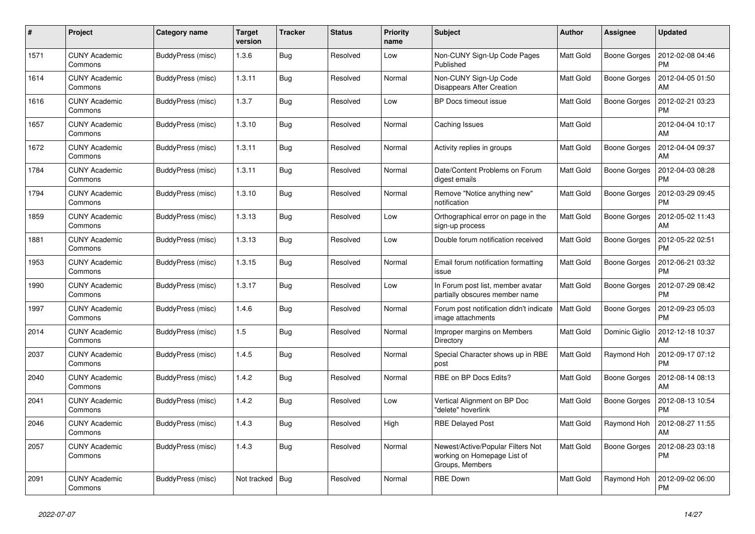| # | Project | Category name | Target version | Tracker | Status | Priority name | Subject | Author | Assignee | Updated |
|---|---|---|---|---|---|---|---|---|---|---|
| 1571 | CUNY Academic Commons | BuddyPress (misc) | 1.3.6 | Bug | Resolved | Low | Non-CUNY Sign-Up Code Pages Published | Matt Gold | Boone Gorges | 2012-02-08 04:46 PM |
| 1614 | CUNY Academic Commons | BuddyPress (misc) | 1.3.11 | Bug | Resolved | Normal | Non-CUNY Sign-Up Code Disappears After Creation | Matt Gold | Boone Gorges | 2012-04-05 01:50 AM |
| 1616 | CUNY Academic Commons | BuddyPress (misc) | 1.3.7 | Bug | Resolved | Low | BP Docs timeout issue | Matt Gold | Boone Gorges | 2012-02-21 03:23 PM |
| 1657 | CUNY Academic Commons | BuddyPress (misc) | 1.3.10 | Bug | Resolved | Normal | Caching Issues | Matt Gold | | 2012-04-04 10:17 AM |
| 1672 | CUNY Academic Commons | BuddyPress (misc) | 1.3.11 | Bug | Resolved | Normal | Activity replies in groups | Matt Gold | Boone Gorges | 2012-04-04 09:37 AM |
| 1784 | CUNY Academic Commons | BuddyPress (misc) | 1.3.11 | Bug | Resolved | Normal | Date/Content Problems on Forum digest emails | Matt Gold | Boone Gorges | 2012-04-03 08:28 PM |
| 1794 | CUNY Academic Commons | BuddyPress (misc) | 1.3.10 | Bug | Resolved | Normal | Remove "Notice anything new" notification | Matt Gold | Boone Gorges | 2012-03-29 09:45 PM |
| 1859 | CUNY Academic Commons | BuddyPress (misc) | 1.3.13 | Bug | Resolved | Low | Orthographical error on page in the sign-up process | Matt Gold | Boone Gorges | 2012-05-02 11:43 AM |
| 1881 | CUNY Academic Commons | BuddyPress (misc) | 1.3.13 | Bug | Resolved | Low | Double forum notification received | Matt Gold | Boone Gorges | 2012-05-22 02:51 PM |
| 1953 | CUNY Academic Commons | BuddyPress (misc) | 1.3.15 | Bug | Resolved | Normal | Email forum notification formatting issue | Matt Gold | Boone Gorges | 2012-06-21 03:32 PM |
| 1990 | CUNY Academic Commons | BuddyPress (misc) | 1.3.17 | Bug | Resolved | Low | In Forum post list, member avatar partially obscures member name | Matt Gold | Boone Gorges | 2012-07-29 08:42 PM |
| 1997 | CUNY Academic Commons | BuddyPress (misc) | 1.4.6 | Bug | Resolved | Normal | Forum post notification didn't indicate image attachments | Matt Gold | Boone Gorges | 2012-09-23 05:03 PM |
| 2014 | CUNY Academic Commons | BuddyPress (misc) | 1.5 | Bug | Resolved | Normal | Improper margins on Members Directory | Matt Gold | Dominic Giglio | 2012-12-18 10:37 AM |
| 2037 | CUNY Academic Commons | BuddyPress (misc) | 1.4.5 | Bug | Resolved | Normal | Special Character shows up in RBE post | Matt Gold | Raymond Hoh | 2012-09-17 07:12 PM |
| 2040 | CUNY Academic Commons | BuddyPress (misc) | 1.4.2 | Bug | Resolved | Normal | RBE on BP Docs Edits? | Matt Gold | Boone Gorges | 2012-08-14 08:13 AM |
| 2041 | CUNY Academic Commons | BuddyPress (misc) | 1.4.2 | Bug | Resolved | Low | Vertical Alignment on BP Doc "delete" hoverlink | Matt Gold | Boone Gorges | 2012-08-13 10:54 PM |
| 2046 | CUNY Academic Commons | BuddyPress (misc) | 1.4.3 | Bug | Resolved | High | RBE Delayed Post | Matt Gold | Raymond Hoh | 2012-08-27 11:55 AM |
| 2057 | CUNY Academic Commons | BuddyPress (misc) | 1.4.3 | Bug | Resolved | Normal | Newest/Active/Popular Filters Not working on Homepage List of Groups, Members | Matt Gold | Boone Gorges | 2012-08-23 03:18 PM |
| 2091 | CUNY Academic Commons | BuddyPress (misc) | Not tracked | Bug | Resolved | Normal | RBE Down | Matt Gold | Raymond Hoh | 2012-09-02 06:00 PM |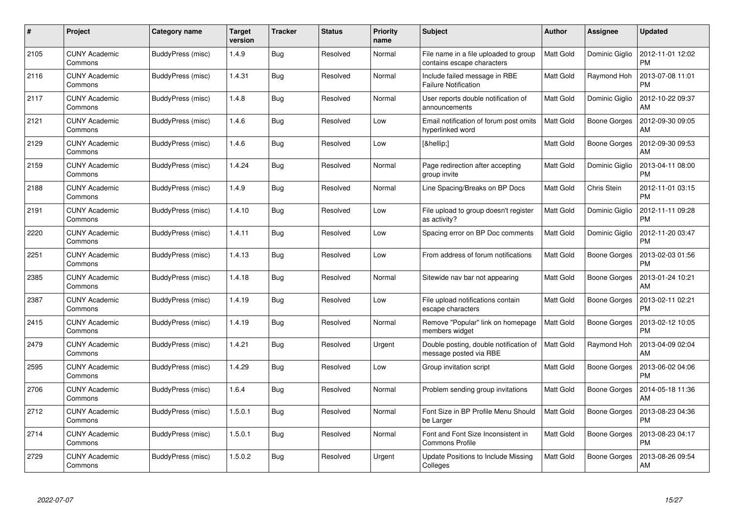| # | Project | Category name | Target version | Tracker | Status | Priority name | Subject | Author | Assignee | Updated |
|---|---|---|---|---|---|---|---|---|---|---|
| 2105 | CUNY Academic Commons | BuddyPress (misc) | 1.4.9 | Bug | Resolved | Normal | File name in a file uploaded to group contains escape characters | Matt Gold | Dominic Giglio | 2012-11-01 12:02 PM |
| 2116 | CUNY Academic Commons | BuddyPress (misc) | 1.4.31 | Bug | Resolved | Normal | Include failed message in RBE Failure Notification | Matt Gold | Raymond Hoh | 2013-07-08 11:01 PM |
| 2117 | CUNY Academic Commons | BuddyPress (misc) | 1.4.8 | Bug | Resolved | Normal | User reports double notification of announcements | Matt Gold | Dominic Giglio | 2012-10-22 09:37 AM |
| 2121 | CUNY Academic Commons | BuddyPress (misc) | 1.4.6 | Bug | Resolved | Low | Email notification of forum post omits hyperlinked word | Matt Gold | Boone Gorges | 2012-09-30 09:05 AM |
| 2129 | CUNY Academic Commons | BuddyPress (misc) | 1.4.6 | Bug | Resolved | Low | [&hellip;] | Matt Gold | Boone Gorges | 2012-09-30 09:53 AM |
| 2159 | CUNY Academic Commons | BuddyPress (misc) | 1.4.24 | Bug | Resolved | Normal | Page redirection after accepting group invite | Matt Gold | Dominic Giglio | 2013-04-11 08:00 PM |
| 2188 | CUNY Academic Commons | BuddyPress (misc) | 1.4.9 | Bug | Resolved | Normal | Line Spacing/Breaks on BP Docs | Matt Gold | Chris Stein | 2012-11-01 03:15 PM |
| 2191 | CUNY Academic Commons | BuddyPress (misc) | 1.4.10 | Bug | Resolved | Low | File upload to group doesn't register as activity? | Matt Gold | Dominic Giglio | 2012-11-11 09:28 PM |
| 2220 | CUNY Academic Commons | BuddyPress (misc) | 1.4.11 | Bug | Resolved | Low | Spacing error on BP Doc comments | Matt Gold | Dominic Giglio | 2012-11-20 03:47 PM |
| 2251 | CUNY Academic Commons | BuddyPress (misc) | 1.4.13 | Bug | Resolved | Low | From address of forum notifications | Matt Gold | Boone Gorges | 2013-02-03 01:56 PM |
| 2385 | CUNY Academic Commons | BuddyPress (misc) | 1.4.18 | Bug | Resolved | Normal | Sitewide nav bar not appearing | Matt Gold | Boone Gorges | 2013-01-24 10:21 AM |
| 2387 | CUNY Academic Commons | BuddyPress (misc) | 1.4.19 | Bug | Resolved | Low | File upload notifications contain escape characters | Matt Gold | Boone Gorges | 2013-02-11 02:21 PM |
| 2415 | CUNY Academic Commons | BuddyPress (misc) | 1.4.19 | Bug | Resolved | Normal | Remove "Popular" link on homepage members widget | Matt Gold | Boone Gorges | 2013-02-12 10:05 PM |
| 2479 | CUNY Academic Commons | BuddyPress (misc) | 1.4.21 | Bug | Resolved | Urgent | Double posting, double notification of message posted via RBE | Matt Gold | Raymond Hoh | 2013-04-09 02:04 AM |
| 2595 | CUNY Academic Commons | BuddyPress (misc) | 1.4.29 | Bug | Resolved | Low | Group invitation script | Matt Gold | Boone Gorges | 2013-06-02 04:06 PM |
| 2706 | CUNY Academic Commons | BuddyPress (misc) | 1.6.4 | Bug | Resolved | Normal | Problem sending group invitations | Matt Gold | Boone Gorges | 2014-05-18 11:36 AM |
| 2712 | CUNY Academic Commons | BuddyPress (misc) | 1.5.0.1 | Bug | Resolved | Normal | Font Size in BP Profile Menu Should be Larger | Matt Gold | Boone Gorges | 2013-08-23 04:36 PM |
| 2714 | CUNY Academic Commons | BuddyPress (misc) | 1.5.0.1 | Bug | Resolved | Normal | Font and Font Size Inconsistent in Commons Profile | Matt Gold | Boone Gorges | 2013-08-23 04:17 PM |
| 2729 | CUNY Academic Commons | BuddyPress (misc) | 1.5.0.2 | Bug | Resolved | Urgent | Update Positions to Include Missing Colleges | Matt Gold | Boone Gorges | 2013-08-26 09:54 AM |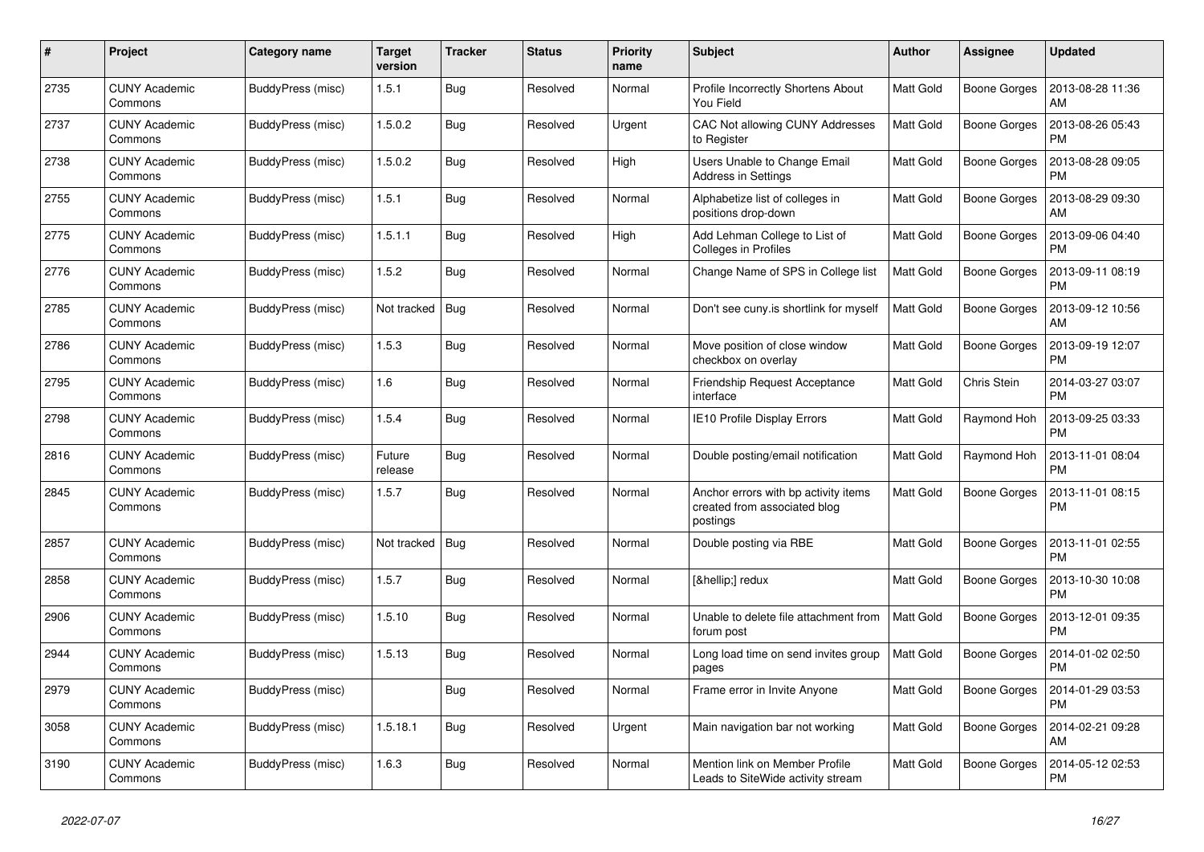| # | Project | Category name | Target version | Tracker | Status | Priority name | Subject | Author | Assignee | Updated |
|---|---|---|---|---|---|---|---|---|---|---|
| 2735 | CUNY Academic Commons | BuddyPress (misc) | 1.5.1 | Bug | Resolved | Normal | Profile Incorrectly Shortens About You Field | Matt Gold | Boone Gorges | 2013-08-28 11:36 AM |
| 2737 | CUNY Academic Commons | BuddyPress (misc) | 1.5.0.2 | Bug | Resolved | Urgent | CAC Not allowing CUNY Addresses to Register | Matt Gold | Boone Gorges | 2013-08-26 05:43 PM |
| 2738 | CUNY Academic Commons | BuddyPress (misc) | 1.5.0.2 | Bug | Resolved | High | Users Unable to Change Email Address in Settings | Matt Gold | Boone Gorges | 2013-08-28 09:05 PM |
| 2755 | CUNY Academic Commons | BuddyPress (misc) | 1.5.1 | Bug | Resolved | Normal | Alphabetize list of colleges in positions drop-down | Matt Gold | Boone Gorges | 2013-08-29 09:30 AM |
| 2775 | CUNY Academic Commons | BuddyPress (misc) | 1.5.1.1 | Bug | Resolved | High | Add Lehman College to List of Colleges in Profiles | Matt Gold | Boone Gorges | 2013-09-06 04:40 PM |
| 2776 | CUNY Academic Commons | BuddyPress (misc) | 1.5.2 | Bug | Resolved | Normal | Change Name of SPS in College list | Matt Gold | Boone Gorges | 2013-09-11 08:19 PM |
| 2785 | CUNY Academic Commons | BuddyPress (misc) | Not tracked | Bug | Resolved | Normal | Don't see cuny.is shortlink for myself | Matt Gold | Boone Gorges | 2013-09-12 10:56 AM |
| 2786 | CUNY Academic Commons | BuddyPress (misc) | 1.5.3 | Bug | Resolved | Normal | Move position of close window checkbox on overlay | Matt Gold | Boone Gorges | 2013-09-19 12:07 PM |
| 2795 | CUNY Academic Commons | BuddyPress (misc) | 1.6 | Bug | Resolved | Normal | Friendship Request Acceptance interface | Matt Gold | Chris Stein | 2014-03-27 03:07 PM |
| 2798 | CUNY Academic Commons | BuddyPress (misc) | 1.5.4 | Bug | Resolved | Normal | IE10 Profile Display Errors | Matt Gold | Raymond Hoh | 2013-09-25 03:33 PM |
| 2816 | CUNY Academic Commons | BuddyPress (misc) | Future release | Bug | Resolved | Normal | Double posting/email notification | Matt Gold | Raymond Hoh | 2013-11-01 08:04 PM |
| 2845 | CUNY Academic Commons | BuddyPress (misc) | 1.5.7 | Bug | Resolved | Normal | Anchor errors with bp activity items created from associated blog postings | Matt Gold | Boone Gorges | 2013-11-01 08:15 PM |
| 2857 | CUNY Academic Commons | BuddyPress (misc) | Not tracked | Bug | Resolved | Normal | Double posting via RBE | Matt Gold | Boone Gorges | 2013-11-01 02:55 PM |
| 2858 | CUNY Academic Commons | BuddyPress (misc) | 1.5.7 | Bug | Resolved | Normal | [&hellip;] redux | Matt Gold | Boone Gorges | 2013-10-30 10:08 PM |
| 2906 | CUNY Academic Commons | BuddyPress (misc) | 1.5.10 | Bug | Resolved | Normal | Unable to delete file attachment from forum post | Matt Gold | Boone Gorges | 2013-12-01 09:35 PM |
| 2944 | CUNY Academic Commons | BuddyPress (misc) | 1.5.13 | Bug | Resolved | Normal | Long load time on send invites group pages | Matt Gold | Boone Gorges | 2014-01-02 02:50 PM |
| 2979 | CUNY Academic Commons | BuddyPress (misc) | | Bug | Resolved | Normal | Frame error in Invite Anyone | Matt Gold | Boone Gorges | 2014-01-29 03:53 PM |
| 3058 | CUNY Academic Commons | BuddyPress (misc) | 1.5.18.1 | Bug | Resolved | Urgent | Main navigation bar not working | Matt Gold | Boone Gorges | 2014-02-21 09:28 AM |
| 3190 | CUNY Academic Commons | BuddyPress (misc) | 1.6.3 | Bug | Resolved | Normal | Mention link on Member Profile Leads to SiteWide activity stream | Matt Gold | Boone Gorges | 2014-05-12 02:53 PM |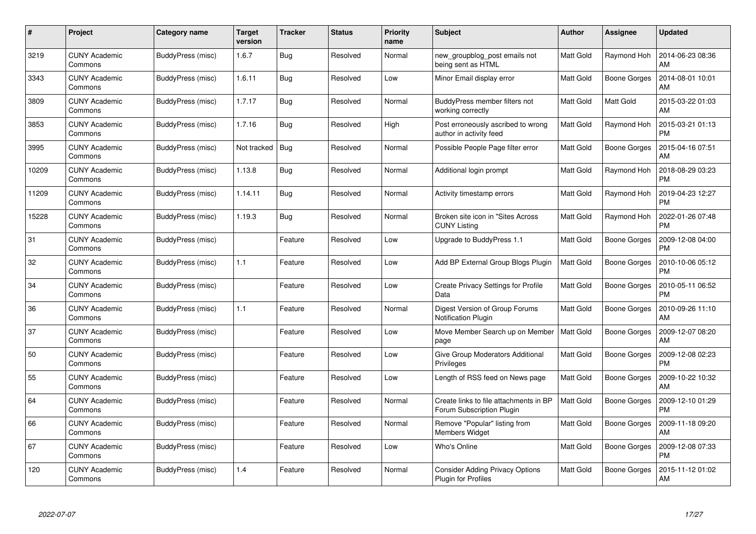| # | Project | Category name | Target version | Tracker | Status | Priority name | Subject | Author | Assignee | Updated |
|---|---|---|---|---|---|---|---|---|---|---|
| 3219 | CUNY Academic Commons | BuddyPress (misc) | 1.6.7 | Bug | Resolved | Normal | new_groupblog_post emails not being sent as HTML | Matt Gold | Raymond Hoh | 2014-06-23 08:36 AM |
| 3343 | CUNY Academic Commons | BuddyPress (misc) | 1.6.11 | Bug | Resolved | Low | Minor Email display error | Matt Gold | Boone Gorges | 2014-08-01 10:01 AM |
| 3809 | CUNY Academic Commons | BuddyPress (misc) | 1.7.17 | Bug | Resolved | Normal | BuddyPress member filters not working correctly | Matt Gold | Matt Gold | 2015-03-22 01:03 AM |
| 3853 | CUNY Academic Commons | BuddyPress (misc) | 1.7.16 | Bug | Resolved | High | Post erroneously ascribed to wrong author in activity feed | Matt Gold | Raymond Hoh | 2015-03-21 01:13 PM |
| 3995 | CUNY Academic Commons | BuddyPress (misc) | Not tracked | Bug | Resolved | Normal | Possible People Page filter error | Matt Gold | Boone Gorges | 2015-04-16 07:51 AM |
| 10209 | CUNY Academic Commons | BuddyPress (misc) | 1.13.8 | Bug | Resolved | Normal | Additional login prompt | Matt Gold | Raymond Hoh | 2018-08-29 03:23 PM |
| 11209 | CUNY Academic Commons | BuddyPress (misc) | 1.14.11 | Bug | Resolved | Normal | Activity timestamp errors | Matt Gold | Raymond Hoh | 2019-04-23 12:27 PM |
| 15228 | CUNY Academic Commons | BuddyPress (misc) | 1.19.3 | Bug | Resolved | Normal | Broken site icon in "Sites Across CUNY Listing | Matt Gold | Raymond Hoh | 2022-01-26 07:48 PM |
| 31 | CUNY Academic Commons | BuddyPress (misc) | | Feature | Resolved | Low | Upgrade to BuddyPress 1.1 | Matt Gold | Boone Gorges | 2009-12-08 04:00 PM |
| 32 | CUNY Academic Commons | BuddyPress (misc) | 1.1 | Feature | Resolved | Low | Add BP External Group Blogs Plugin | Matt Gold | Boone Gorges | 2010-10-06 05:12 PM |
| 34 | CUNY Academic Commons | BuddyPress (misc) | | Feature | Resolved | Low | Create Privacy Settings for Profile Data | Matt Gold | Boone Gorges | 2010-05-11 06:52 PM |
| 36 | CUNY Academic Commons | BuddyPress (misc) | 1.1 | Feature | Resolved | Normal | Digest Version of Group Forums Notification Plugin | Matt Gold | Boone Gorges | 2010-09-26 11:10 AM |
| 37 | CUNY Academic Commons | BuddyPress (misc) | | Feature | Resolved | Low | Move Member Search up on Member page | Matt Gold | Boone Gorges | 2009-12-07 08:20 AM |
| 50 | CUNY Academic Commons | BuddyPress (misc) | | Feature | Resolved | Low | Give Group Moderators Additional Privileges | Matt Gold | Boone Gorges | 2009-12-08 02:23 PM |
| 55 | CUNY Academic Commons | BuddyPress (misc) | | Feature | Resolved | Low | Length of RSS feed on News page | Matt Gold | Boone Gorges | 2009-10-22 10:32 AM |
| 64 | CUNY Academic Commons | BuddyPress (misc) | | Feature | Resolved | Normal | Create links to file attachments in BP Forum Subscription Plugin | Matt Gold | Boone Gorges | 2009-12-10 01:29 PM |
| 66 | CUNY Academic Commons | BuddyPress (misc) | | Feature | Resolved | Normal | Remove "Popular" listing from Members Widget | Matt Gold | Boone Gorges | 2009-11-18 09:20 AM |
| 67 | CUNY Academic Commons | BuddyPress (misc) | | Feature | Resolved | Low | Who's Online | Matt Gold | Boone Gorges | 2009-12-08 07:33 PM |
| 120 | CUNY Academic Commons | BuddyPress (misc) | 1.4 | Feature | Resolved | Normal | Consider Adding Privacy Options Plugin for Profiles | Matt Gold | Boone Gorges | 2015-11-12 01:02 AM |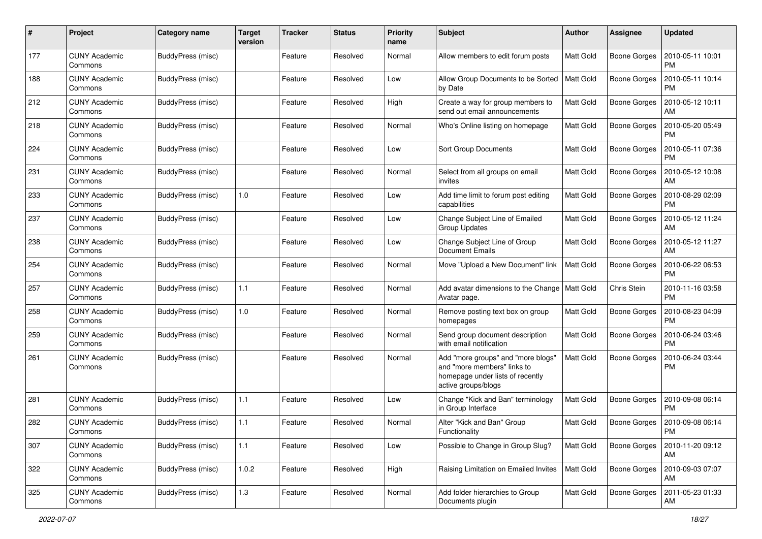| # | Project | Category name | Target version | Tracker | Status | Priority name | Subject | Author | Assignee | Updated |
|---|---|---|---|---|---|---|---|---|---|---|
| 177 | CUNY Academic Commons | BuddyPress (misc) | | Feature | Resolved | Normal | Allow members to edit forum posts | Matt Gold | Boone Gorges | 2010-05-11 10:01 PM |
| 188 | CUNY Academic Commons | BuddyPress (misc) | | Feature | Resolved | Low | Allow Group Documents to be Sorted by Date | Matt Gold | Boone Gorges | 2010-05-11 10:14 PM |
| 212 | CUNY Academic Commons | BuddyPress (misc) | | Feature | Resolved | High | Create a way for group members to send out email announcements | Matt Gold | Boone Gorges | 2010-05-12 10:11 AM |
| 218 | CUNY Academic Commons | BuddyPress (misc) | | Feature | Resolved | Normal | Who's Online listing on homepage | Matt Gold | Boone Gorges | 2010-05-20 05:49 PM |
| 224 | CUNY Academic Commons | BuddyPress (misc) | | Feature | Resolved | Low | Sort Group Documents | Matt Gold | Boone Gorges | 2010-05-11 07:36 PM |
| 231 | CUNY Academic Commons | BuddyPress (misc) | | Feature | Resolved | Normal | Select from all groups on email invites | Matt Gold | Boone Gorges | 2010-05-12 10:08 AM |
| 233 | CUNY Academic Commons | BuddyPress (misc) | 1.0 | Feature | Resolved | Low | Add time limit to forum post editing capabilities | Matt Gold | Boone Gorges | 2010-08-29 02:09 PM |
| 237 | CUNY Academic Commons | BuddyPress (misc) | | Feature | Resolved | Low | Change Subject Line of Emailed Group Updates | Matt Gold | Boone Gorges | 2010-05-12 11:24 AM |
| 238 | CUNY Academic Commons | BuddyPress (misc) | | Feature | Resolved | Low | Change Subject Line of Group Document Emails | Matt Gold | Boone Gorges | 2010-05-12 11:27 AM |
| 254 | CUNY Academic Commons | BuddyPress (misc) | | Feature | Resolved | Normal | Move "Upload a New Document" link | Matt Gold | Boone Gorges | 2010-06-22 06:53 PM |
| 257 | CUNY Academic Commons | BuddyPress (misc) | 1.1 | Feature | Resolved | Normal | Add avatar dimensions to the Change Avatar page. | Matt Gold | Chris Stein | 2010-11-16 03:58 PM |
| 258 | CUNY Academic Commons | BuddyPress (misc) | 1.0 | Feature | Resolved | Normal | Remove posting text box on group homepages | Matt Gold | Boone Gorges | 2010-08-23 04:09 PM |
| 259 | CUNY Academic Commons | BuddyPress (misc) | | Feature | Resolved | Normal | Send group document description with email notification | Matt Gold | Boone Gorges | 2010-06-24 03:46 PM |
| 261 | CUNY Academic Commons | BuddyPress (misc) | | Feature | Resolved | Normal | Add "more groups" and "more blogs" and "more members" links to homepage under lists of recently active groups/blogs | Matt Gold | Boone Gorges | 2010-06-24 03:44 PM |
| 281 | CUNY Academic Commons | BuddyPress (misc) | 1.1 | Feature | Resolved | Low | Change "Kick and Ban" terminology in Group Interface | Matt Gold | Boone Gorges | 2010-09-08 06:14 PM |
| 282 | CUNY Academic Commons | BuddyPress (misc) | 1.1 | Feature | Resolved | Normal | Alter "Kick and Ban" Group Functionality | Matt Gold | Boone Gorges | 2010-09-08 06:14 PM |
| 307 | CUNY Academic Commons | BuddyPress (misc) | 1.1 | Feature | Resolved | Low | Possible to Change in Group Slug? | Matt Gold | Boone Gorges | 2010-11-20 09:12 AM |
| 322 | CUNY Academic Commons | BuddyPress (misc) | 1.0.2 | Feature | Resolved | High | Raising Limitation on Emailed Invites | Matt Gold | Boone Gorges | 2010-09-03 07:07 AM |
| 325 | CUNY Academic Commons | BuddyPress (misc) | 1.3 | Feature | Resolved | Normal | Add folder hierarchies to Group Documents plugin | Matt Gold | Boone Gorges | 2011-05-23 01:33 AM |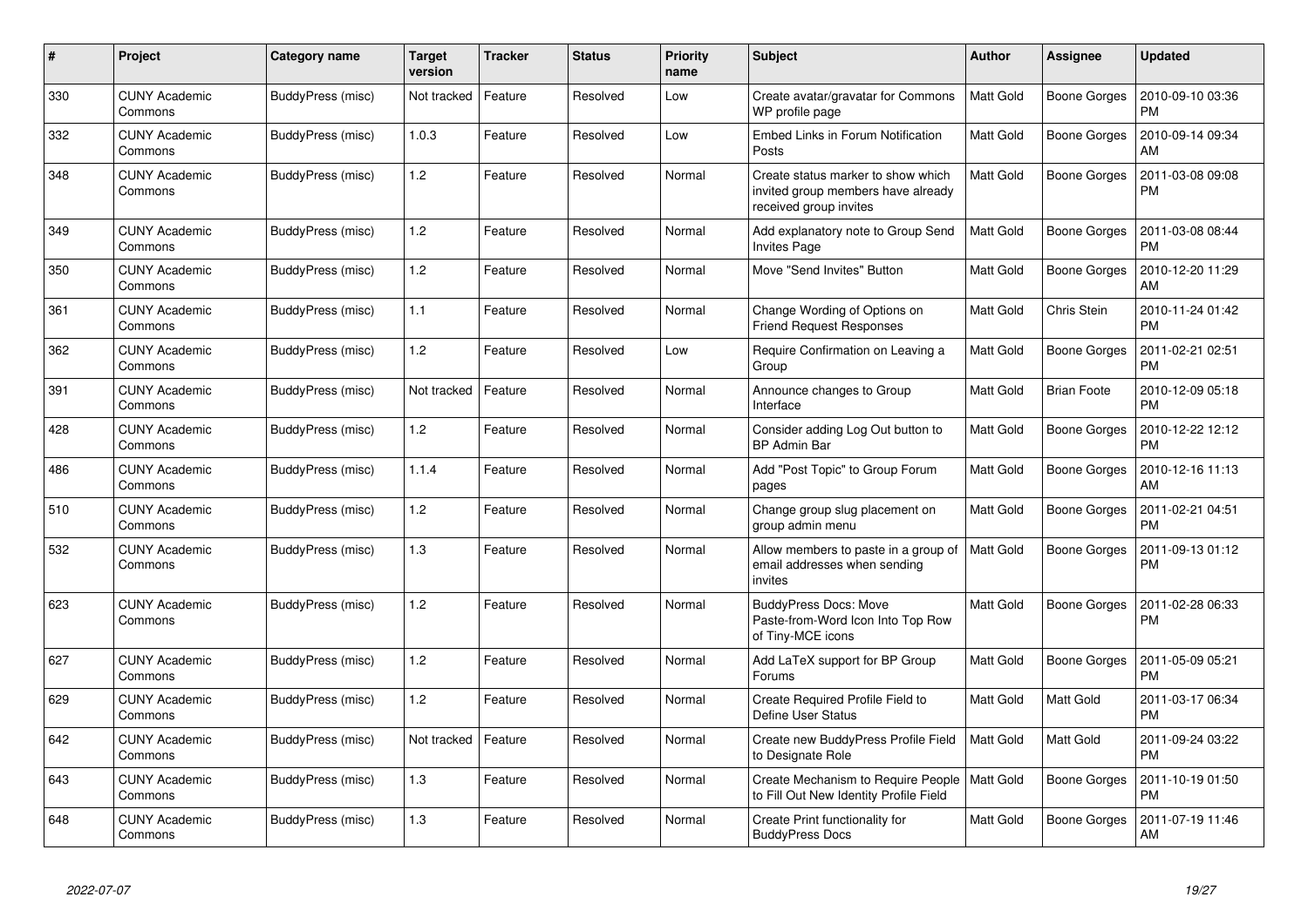| # | Project | Category name | Target version | Tracker | Status | Priority name | Subject | Author | Assignee | Updated |
|---|---|---|---|---|---|---|---|---|---|---|
| 330 | CUNY Academic Commons | BuddyPress (misc) | Not tracked | Feature | Resolved | Low | Create avatar/gravatar for Commons WP profile page | Matt Gold | Boone Gorges | 2010-09-10 03:36 PM |
| 332 | CUNY Academic Commons | BuddyPress (misc) | 1.0.3 | Feature | Resolved | Low | Embed Links in Forum Notification Posts | Matt Gold | Boone Gorges | 2010-09-14 09:34 AM |
| 348 | CUNY Academic Commons | BuddyPress (misc) | 1.2 | Feature | Resolved | Normal | Create status marker to show which invited group members have already received group invites | Matt Gold | Boone Gorges | 2011-03-08 09:08 PM |
| 349 | CUNY Academic Commons | BuddyPress (misc) | 1.2 | Feature | Resolved | Normal | Add explanatory note to Group Send Invites Page | Matt Gold | Boone Gorges | 2011-03-08 08:44 PM |
| 350 | CUNY Academic Commons | BuddyPress (misc) | 1.2 | Feature | Resolved | Normal | Move "Send Invites" Button | Matt Gold | Boone Gorges | 2010-12-20 11:29 AM |
| 361 | CUNY Academic Commons | BuddyPress (misc) | 1.1 | Feature | Resolved | Normal | Change Wording of Options on Friend Request Responses | Matt Gold | Chris Stein | 2010-11-24 01:42 PM |
| 362 | CUNY Academic Commons | BuddyPress (misc) | 1.2 | Feature | Resolved | Low | Require Confirmation on Leaving a Group | Matt Gold | Boone Gorges | 2011-02-21 02:51 PM |
| 391 | CUNY Academic Commons | BuddyPress (misc) | Not tracked | Feature | Resolved | Normal | Announce changes to Group Interface | Matt Gold | Brian Foote | 2010-12-09 05:18 PM |
| 428 | CUNY Academic Commons | BuddyPress (misc) | 1.2 | Feature | Resolved | Normal | Consider adding Log Out button to BP Admin Bar | Matt Gold | Boone Gorges | 2010-12-22 12:12 PM |
| 486 | CUNY Academic Commons | BuddyPress (misc) | 1.1.4 | Feature | Resolved | Normal | Add "Post Topic" to Group Forum pages | Matt Gold | Boone Gorges | 2010-12-16 11:13 AM |
| 510 | CUNY Academic Commons | BuddyPress (misc) | 1.2 | Feature | Resolved | Normal | Change group slug placement on group admin menu | Matt Gold | Boone Gorges | 2011-02-21 04:51 PM |
| 532 | CUNY Academic Commons | BuddyPress (misc) | 1.3 | Feature | Resolved | Normal | Allow members to paste in a group of email addresses when sending invites | Matt Gold | Boone Gorges | 2011-09-13 01:12 PM |
| 623 | CUNY Academic Commons | BuddyPress (misc) | 1.2 | Feature | Resolved | Normal | BuddyPress Docs: Move Paste-from-Word Icon Into Top Row of Tiny-MCE icons | Matt Gold | Boone Gorges | 2011-02-28 06:33 PM |
| 627 | CUNY Academic Commons | BuddyPress (misc) | 1.2 | Feature | Resolved | Normal | Add LaTeX support for BP Group Forums | Matt Gold | Boone Gorges | 2011-05-09 05:21 PM |
| 629 | CUNY Academic Commons | BuddyPress (misc) | 1.2 | Feature | Resolved | Normal | Create Required Profile Field to Define User Status | Matt Gold | Matt Gold | 2011-03-17 06:34 PM |
| 642 | CUNY Academic Commons | BuddyPress (misc) | Not tracked | Feature | Resolved | Normal | Create new BuddyPress Profile Field to Designate Role | Matt Gold | Matt Gold | 2011-09-24 03:22 PM |
| 643 | CUNY Academic Commons | BuddyPress (misc) | 1.3 | Feature | Resolved | Normal | Create Mechanism to Require People to Fill Out New Identity Profile Field | Matt Gold | Boone Gorges | 2011-10-19 01:50 PM |
| 648 | CUNY Academic Commons | BuddyPress (misc) | 1.3 | Feature | Resolved | Normal | Create Print functionality for BuddyPress Docs | Matt Gold | Boone Gorges | 2011-07-19 11:46 AM |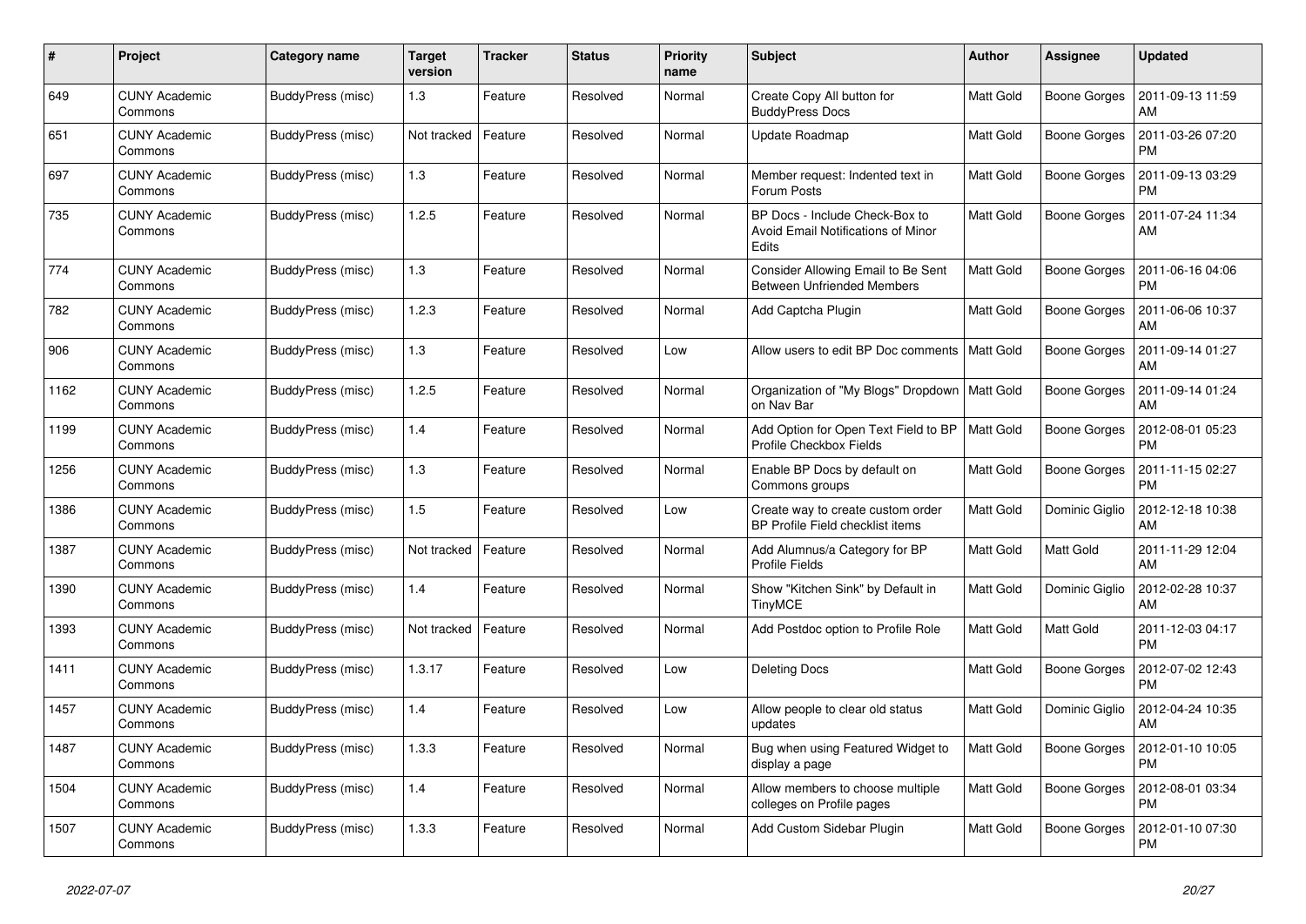| # | Project | Category name | Target version | Tracker | Status | Priority name | Subject | Author | Assignee | Updated |
|---|---|---|---|---|---|---|---|---|---|---|
| 649 | CUNY Academic Commons | BuddyPress (misc) | 1.3 | Feature | Resolved | Normal | Create Copy All button for BuddyPress Docs | Matt Gold | Boone Gorges | 2011-09-13 11:59 AM |
| 651 | CUNY Academic Commons | BuddyPress (misc) | Not tracked | Feature | Resolved | Normal | Update Roadmap | Matt Gold | Boone Gorges | 2011-03-26 07:20 PM |
| 697 | CUNY Academic Commons | BuddyPress (misc) | 1.3 | Feature | Resolved | Normal | Member request: Indented text in Forum Posts | Matt Gold | Boone Gorges | 2011-09-13 03:29 PM |
| 735 | CUNY Academic Commons | BuddyPress (misc) | 1.2.5 | Feature | Resolved | Normal | BP Docs - Include Check-Box to Avoid Email Notifications of Minor Edits | Matt Gold | Boone Gorges | 2011-07-24 11:34 AM |
| 774 | CUNY Academic Commons | BuddyPress (misc) | 1.3 | Feature | Resolved | Normal | Consider Allowing Email to Be Sent Between Unfriended Members | Matt Gold | Boone Gorges | 2011-06-16 04:06 PM |
| 782 | CUNY Academic Commons | BuddyPress (misc) | 1.2.3 | Feature | Resolved | Normal | Add Captcha Plugin | Matt Gold | Boone Gorges | 2011-06-06 10:37 AM |
| 906 | CUNY Academic Commons | BuddyPress (misc) | 1.3 | Feature | Resolved | Low | Allow users to edit BP Doc comments | Matt Gold | Boone Gorges | 2011-09-14 01:27 AM |
| 1162 | CUNY Academic Commons | BuddyPress (misc) | 1.2.5 | Feature | Resolved | Normal | Organization of "My Blogs" Dropdown on Nav Bar | Matt Gold | Boone Gorges | 2011-09-14 01:24 AM |
| 1199 | CUNY Academic Commons | BuddyPress (misc) | 1.4 | Feature | Resolved | Normal | Add Option for Open Text Field to BP Profile Checkbox Fields | Matt Gold | Boone Gorges | 2012-08-01 05:23 PM |
| 1256 | CUNY Academic Commons | BuddyPress (misc) | 1.3 | Feature | Resolved | Normal | Enable BP Docs by default on Commons groups | Matt Gold | Boone Gorges | 2011-11-15 02:27 PM |
| 1386 | CUNY Academic Commons | BuddyPress (misc) | 1.5 | Feature | Resolved | Low | Create way to create custom order BP Profile Field checklist items | Matt Gold | Dominic Giglio | 2012-12-18 10:38 AM |
| 1387 | CUNY Academic Commons | BuddyPress (misc) | Not tracked | Feature | Resolved | Normal | Add Alumnus/a Category for BP Profile Fields | Matt Gold | Matt Gold | 2011-11-29 12:04 AM |
| 1390 | CUNY Academic Commons | BuddyPress (misc) | 1.4 | Feature | Resolved | Normal | Show "Kitchen Sink" by Default in TinyMCE | Matt Gold | Dominic Giglio | 2012-02-28 10:37 AM |
| 1393 | CUNY Academic Commons | BuddyPress (misc) | Not tracked | Feature | Resolved | Normal | Add Postdoc option to Profile Role | Matt Gold | Matt Gold | 2011-12-03 04:17 PM |
| 1411 | CUNY Academic Commons | BuddyPress (misc) | 1.3.17 | Feature | Resolved | Low | Deleting Docs | Matt Gold | Boone Gorges | 2012-07-02 12:43 PM |
| 1457 | CUNY Academic Commons | BuddyPress (misc) | 1.4 | Feature | Resolved | Low | Allow people to clear old status updates | Matt Gold | Dominic Giglio | 2012-04-24 10:35 AM |
| 1487 | CUNY Academic Commons | BuddyPress (misc) | 1.3.3 | Feature | Resolved | Normal | Bug when using Featured Widget to display a page | Matt Gold | Boone Gorges | 2012-01-10 10:05 PM |
| 1504 | CUNY Academic Commons | BuddyPress (misc) | 1.4 | Feature | Resolved | Normal | Allow members to choose multiple colleges on Profile pages | Matt Gold | Boone Gorges | 2012-08-01 03:34 PM |
| 1507 | CUNY Academic Commons | BuddyPress (misc) | 1.3.3 | Feature | Resolved | Normal | Add Custom Sidebar Plugin | Matt Gold | Boone Gorges | 2012-01-10 07:30 PM |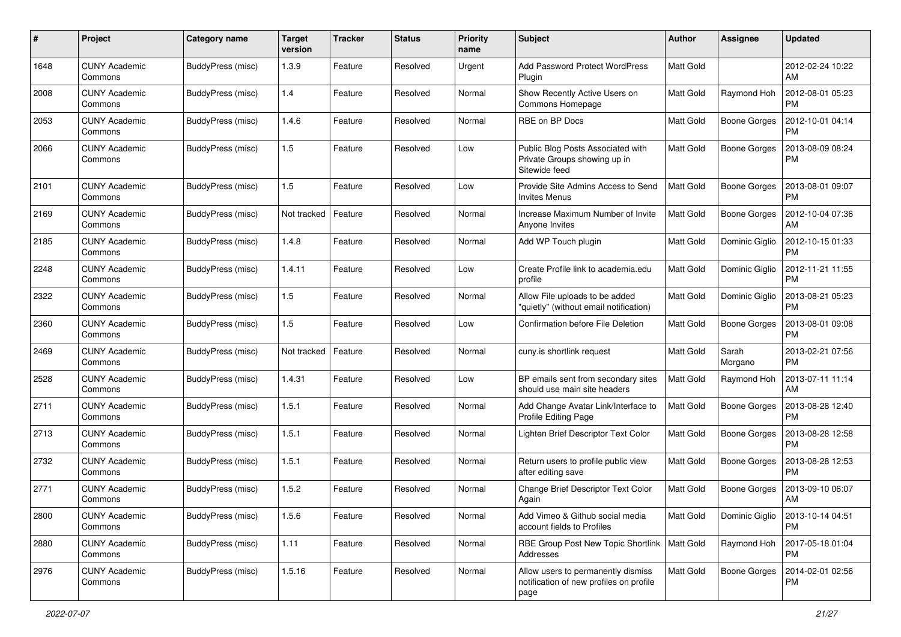| # | Project | Category name | Target version | Tracker | Status | Priority name | Subject | Author | Assignee | Updated |
|---|---|---|---|---|---|---|---|---|---|---|
| 1648 | CUNY Academic Commons | BuddyPress (misc) | 1.3.9 | Feature | Resolved | Urgent | Add Password Protect WordPress Plugin | Matt Gold | | 2012-02-24 10:22 AM |
| 2008 | CUNY Academic Commons | BuddyPress (misc) | 1.4 | Feature | Resolved | Normal | Show Recently Active Users on Commons Homepage | Matt Gold | Raymond Hoh | 2012-08-01 05:23 PM |
| 2053 | CUNY Academic Commons | BuddyPress (misc) | 1.4.6 | Feature | Resolved | Normal | RBE on BP Docs | Matt Gold | Boone Gorges | 2012-10-01 04:14 PM |
| 2066 | CUNY Academic Commons | BuddyPress (misc) | 1.5 | Feature | Resolved | Low | Public Blog Posts Associated with Private Groups showing up in Sitewide feed | Matt Gold | Boone Gorges | 2013-08-09 08:24 PM |
| 2101 | CUNY Academic Commons | BuddyPress (misc) | 1.5 | Feature | Resolved | Low | Provide Site Admins Access to Send Invites Menus | Matt Gold | Boone Gorges | 2013-08-01 09:07 PM |
| 2169 | CUNY Academic Commons | BuddyPress (misc) | Not tracked | Feature | Resolved | Normal | Increase Maximum Number of Invite Anyone Invites | Matt Gold | Boone Gorges | 2012-10-04 07:36 AM |
| 2185 | CUNY Academic Commons | BuddyPress (misc) | 1.4.8 | Feature | Resolved | Normal | Add WP Touch plugin | Matt Gold | Dominic Giglio | 2012-10-15 01:33 PM |
| 2248 | CUNY Academic Commons | BuddyPress (misc) | 1.4.11 | Feature | Resolved | Low | Create Profile link to academia.edu profile | Matt Gold | Dominic Giglio | 2012-11-21 11:55 PM |
| 2322 | CUNY Academic Commons | BuddyPress (misc) | 1.5 | Feature | Resolved | Normal | Allow File uploads to be added "quietly" (without email notification) | Matt Gold | Dominic Giglio | 2013-08-21 05:23 PM |
| 2360 | CUNY Academic Commons | BuddyPress (misc) | 1.5 | Feature | Resolved | Low | Confirmation before File Deletion | Matt Gold | Boone Gorges | 2013-08-01 09:08 PM |
| 2469 | CUNY Academic Commons | BuddyPress (misc) | Not tracked | Feature | Resolved | Normal | cuny.is shortlink request | Matt Gold | Sarah Morgano | 2013-02-21 07:56 PM |
| 2528 | CUNY Academic Commons | BuddyPress (misc) | 1.4.31 | Feature | Resolved | Low | BP emails sent from secondary sites should use main site headers | Matt Gold | Raymond Hoh | 2013-07-11 11:14 AM |
| 2711 | CUNY Academic Commons | BuddyPress (misc) | 1.5.1 | Feature | Resolved | Normal | Add Change Avatar Link/Interface to Profile Editing Page | Matt Gold | Boone Gorges | 2013-08-28 12:40 PM |
| 2713 | CUNY Academic Commons | BuddyPress (misc) | 1.5.1 | Feature | Resolved | Normal | Lighten Brief Descriptor Text Color | Matt Gold | Boone Gorges | 2013-08-28 12:58 PM |
| 2732 | CUNY Academic Commons | BuddyPress (misc) | 1.5.1 | Feature | Resolved | Normal | Return users to profile public view after editing save | Matt Gold | Boone Gorges | 2013-08-28 12:53 PM |
| 2771 | CUNY Academic Commons | BuddyPress (misc) | 1.5.2 | Feature | Resolved | Normal | Change Brief Descriptor Text Color Again | Matt Gold | Boone Gorges | 2013-09-10 06:07 AM |
| 2800 | CUNY Academic Commons | BuddyPress (misc) | 1.5.6 | Feature | Resolved | Normal | Add Vimeo & Github social media account fields to Profiles | Matt Gold | Dominic Giglio | 2013-10-14 04:51 PM |
| 2880 | CUNY Academic Commons | BuddyPress (misc) | 1.11 | Feature | Resolved | Normal | RBE Group Post New Topic Shortlink Addresses | Matt Gold | Raymond Hoh | 2017-05-18 01:04 PM |
| 2976 | CUNY Academic Commons | BuddyPress (misc) | 1.5.16 | Feature | Resolved | Normal | Allow users to permanently dismiss notification of new profiles on profile page | Matt Gold | Boone Gorges | 2014-02-01 02:56 PM |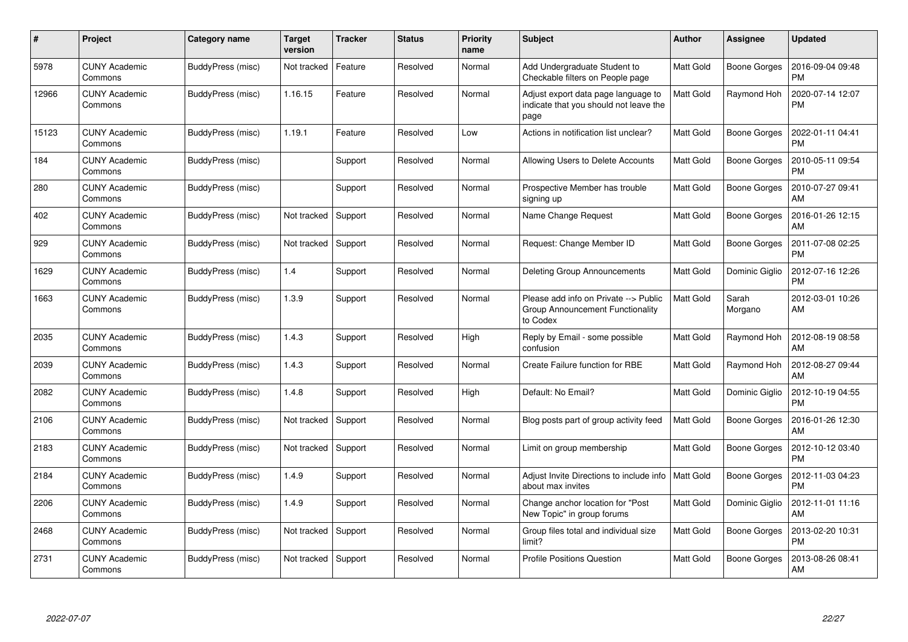| # | Project | Category name | Target version | Tracker | Status | Priority name | Subject | Author | Assignee | Updated |
|---|---|---|---|---|---|---|---|---|---|---|
| 5978 | CUNY Academic Commons | BuddyPress (misc) | Not tracked | Feature | Resolved | Normal | Add Undergraduate Student to Checkable filters on People page | Matt Gold | Boone Gorges | 2016-09-04 09:48 PM |
| 12966 | CUNY Academic Commons | BuddyPress (misc) | 1.16.15 | Feature | Resolved | Normal | Adjust export data page language to indicate that you should not leave the page | Matt Gold | Raymond Hoh | 2020-07-14 12:07 PM |
| 15123 | CUNY Academic Commons | BuddyPress (misc) | 1.19.1 | Feature | Resolved | Low | Actions in notification list unclear? | Matt Gold | Boone Gorges | 2022-01-11 04:41 PM |
| 184 | CUNY Academic Commons | BuddyPress (misc) | | Support | Resolved | Normal | Allowing Users to Delete Accounts | Matt Gold | Boone Gorges | 2010-05-11 09:54 PM |
| 280 | CUNY Academic Commons | BuddyPress (misc) | | Support | Resolved | Normal | Prospective Member has trouble signing up | Matt Gold | Boone Gorges | 2010-07-27 09:41 AM |
| 402 | CUNY Academic Commons | BuddyPress (misc) | Not tracked | Support | Resolved | Normal | Name Change Request | Matt Gold | Boone Gorges | 2016-01-26 12:15 AM |
| 929 | CUNY Academic Commons | BuddyPress (misc) | Not tracked | Support | Resolved | Normal | Request: Change Member ID | Matt Gold | Boone Gorges | 2011-07-08 02:25 PM |
| 1629 | CUNY Academic Commons | BuddyPress (misc) | 1.4 | Support | Resolved | Normal | Deleting Group Announcements | Matt Gold | Dominic Giglio | 2012-07-16 12:26 PM |
| 1663 | CUNY Academic Commons | BuddyPress (misc) | 1.3.9 | Support | Resolved | Normal | Please add info on Private --> Public Group Announcement Functionality to Codex | Matt Gold | Sarah Morgano | 2012-03-01 10:26 AM |
| 2035 | CUNY Academic Commons | BuddyPress (misc) | 1.4.3 | Support | Resolved | High | Reply by Email - some possible confusion | Matt Gold | Raymond Hoh | 2012-08-19 08:58 AM |
| 2039 | CUNY Academic Commons | BuddyPress (misc) | 1.4.3 | Support | Resolved | Normal | Create Failure function for RBE | Matt Gold | Raymond Hoh | 2012-08-27 09:44 AM |
| 2082 | CUNY Academic Commons | BuddyPress (misc) | 1.4.8 | Support | Resolved | High | Default: No Email? | Matt Gold | Dominic Giglio | 2012-10-19 04:55 PM |
| 2106 | CUNY Academic Commons | BuddyPress (misc) | Not tracked | Support | Resolved | Normal | Blog posts part of group activity feed | Matt Gold | Boone Gorges | 2016-01-26 12:30 AM |
| 2183 | CUNY Academic Commons | BuddyPress (misc) | Not tracked | Support | Resolved | Normal | Limit on group membership | Matt Gold | Boone Gorges | 2012-10-12 03:40 PM |
| 2184 | CUNY Academic Commons | BuddyPress (misc) | 1.4.9 | Support | Resolved | Normal | Adjust Invite Directions to include info about max invites | Matt Gold | Boone Gorges | 2012-11-03 04:23 PM |
| 2206 | CUNY Academic Commons | BuddyPress (misc) | 1.4.9 | Support | Resolved | Normal | Change anchor location for "Post New Topic" in group forums | Matt Gold | Dominic Giglio | 2012-11-01 11:16 AM |
| 2468 | CUNY Academic Commons | BuddyPress (misc) | Not tracked | Support | Resolved | Normal | Group files total and individual size limit? | Matt Gold | Boone Gorges | 2013-02-20 10:31 PM |
| 2731 | CUNY Academic Commons | BuddyPress (misc) | Not tracked | Support | Resolved | Normal | Profile Positions Question | Matt Gold | Boone Gorges | 2013-08-26 08:41 AM |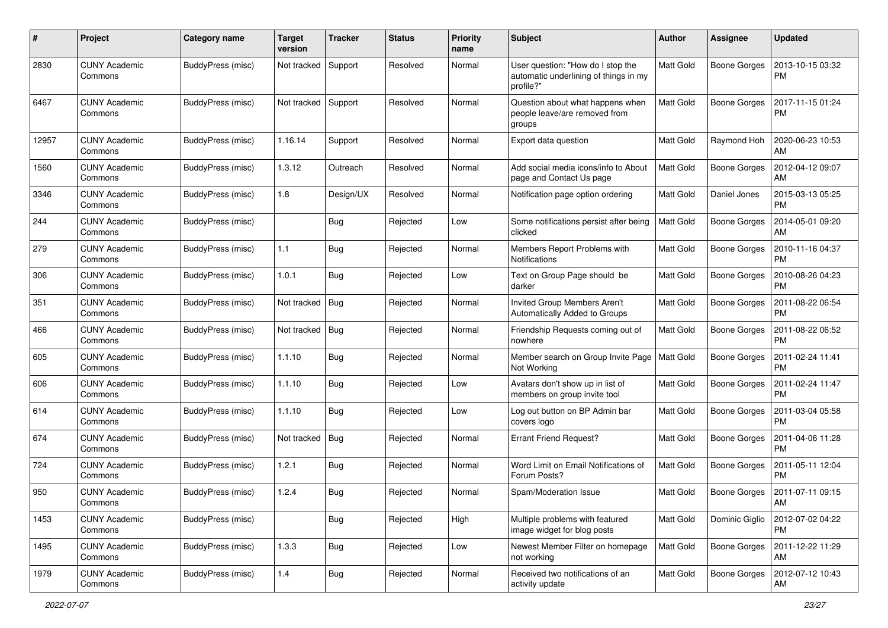| # | Project | Category name | Target version | Tracker | Status | Priority name | Subject | Author | Assignee | Updated |
|---|---|---|---|---|---|---|---|---|---|---|
| 2830 | CUNY Academic Commons | BuddyPress (misc) | Not tracked | Support | Resolved | Normal | User question: "How do I stop the automatic underlining of things in my profile?" | Matt Gold | Boone Gorges | 2013-10-15 03:32 PM |
| 6467 | CUNY Academic Commons | BuddyPress (misc) | Not tracked | Support | Resolved | Normal | Question about what happens when people leave/are removed from groups | Matt Gold | Boone Gorges | 2017-11-15 01:24 PM |
| 12957 | CUNY Academic Commons | BuddyPress (misc) | 1.16.14 | Support | Resolved | Normal | Export data question | Matt Gold | Raymond Hoh | 2020-06-23 10:53 AM |
| 1560 | CUNY Academic Commons | BuddyPress (misc) | 1.3.12 | Outreach | Resolved | Normal | Add social media icons/info to About page and Contact Us page | Matt Gold | Boone Gorges | 2012-04-12 09:07 AM |
| 3346 | CUNY Academic Commons | BuddyPress (misc) | 1.8 | Design/UX | Resolved | Normal | Notification page option ordering | Matt Gold | Daniel Jones | 2015-03-13 05:25 PM |
| 244 | CUNY Academic Commons | BuddyPress (misc) | | Bug | Rejected | Low | Some notifications persist after being clicked | Matt Gold | Boone Gorges | 2014-05-01 09:20 AM |
| 279 | CUNY Academic Commons | BuddyPress (misc) | 1.1 | Bug | Rejected | Normal | Members Report Problems with Notifications | Matt Gold | Boone Gorges | 2010-11-16 04:37 PM |
| 306 | CUNY Academic Commons | BuddyPress (misc) | 1.0.1 | Bug | Rejected | Low | Text on Group Page should be darker | Matt Gold | Boone Gorges | 2010-08-26 04:23 PM |
| 351 | CUNY Academic Commons | BuddyPress (misc) | Not tracked | Bug | Rejected | Normal | Invited Group Members Aren't Automatically Added to Groups | Matt Gold | Boone Gorges | 2011-08-22 06:54 PM |
| 466 | CUNY Academic Commons | BuddyPress (misc) | Not tracked | Bug | Rejected | Normal | Friendship Requests coming out of nowhere | Matt Gold | Boone Gorges | 2011-08-22 06:52 PM |
| 605 | CUNY Academic Commons | BuddyPress (misc) | 1.1.10 | Bug | Rejected | Normal | Member search on Group Invite Page Not Working | Matt Gold | Boone Gorges | 2011-02-24 11:41 PM |
| 606 | CUNY Academic Commons | BuddyPress (misc) | 1.1.10 | Bug | Rejected | Low | Avatars don't show up in list of members on group invite tool | Matt Gold | Boone Gorges | 2011-02-24 11:47 PM |
| 614 | CUNY Academic Commons | BuddyPress (misc) | 1.1.10 | Bug | Rejected | Low | Log out button on BP Admin bar covers logo | Matt Gold | Boone Gorges | 2011-03-04 05:58 PM |
| 674 | CUNY Academic Commons | BuddyPress (misc) | Not tracked | Bug | Rejected | Normal | Errant Friend Request? | Matt Gold | Boone Gorges | 2011-04-06 11:28 PM |
| 724 | CUNY Academic Commons | BuddyPress (misc) | 1.2.1 | Bug | Rejected | Normal | Word Limit on Email Notifications of Forum Posts? | Matt Gold | Boone Gorges | 2011-05-11 12:04 PM |
| 950 | CUNY Academic Commons | BuddyPress (misc) | 1.2.4 | Bug | Rejected | Normal | Spam/Moderation Issue | Matt Gold | Boone Gorges | 2011-07-11 09:15 AM |
| 1453 | CUNY Academic Commons | BuddyPress (misc) | | Bug | Rejected | High | Multiple problems with featured image widget for blog posts | Matt Gold | Dominic Giglio | 2012-07-02 04:22 PM |
| 1495 | CUNY Academic Commons | BuddyPress (misc) | 1.3.3 | Bug | Rejected | Low | Newest Member Filter on homepage not working | Matt Gold | Boone Gorges | 2011-12-22 11:29 AM |
| 1979 | CUNY Academic Commons | BuddyPress (misc) | 1.4 | Bug | Rejected | Normal | Received two notifications of an activity update | Matt Gold | Boone Gorges | 2012-07-12 10:43 AM |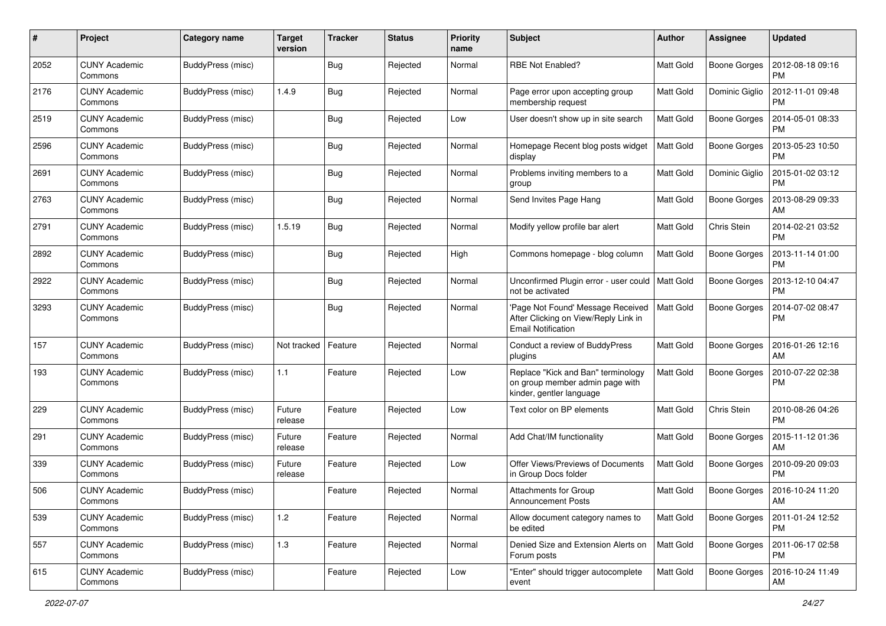| # | Project | Category name | Target version | Tracker | Status | Priority name | Subject | Author | Assignee | Updated |
|---|---|---|---|---|---|---|---|---|---|---|
| 2052 | CUNY Academic Commons | BuddyPress (misc) | | Bug | Rejected | Normal | RBE Not Enabled? | Matt Gold | Boone Gorges | 2012-08-18 09:16 PM |
| 2176 | CUNY Academic Commons | BuddyPress (misc) | 1.4.9 | Bug | Rejected | Normal | Page error upon accepting group membership request | Matt Gold | Dominic Giglio | 2012-11-01 09:48 PM |
| 2519 | CUNY Academic Commons | BuddyPress (misc) | | Bug | Rejected | Low | User doesn't show up in site search | Matt Gold | Boone Gorges | 2014-05-01 08:33 PM |
| 2596 | CUNY Academic Commons | BuddyPress (misc) | | Bug | Rejected | Normal | Homepage Recent blog posts widget display | Matt Gold | Boone Gorges | 2013-05-23 10:50 PM |
| 2691 | CUNY Academic Commons | BuddyPress (misc) | | Bug | Rejected | Normal | Problems inviting members to a group | Matt Gold | Dominic Giglio | 2015-01-02 03:12 PM |
| 2763 | CUNY Academic Commons | BuddyPress (misc) | | Bug | Rejected | Normal | Send Invites Page Hang | Matt Gold | Boone Gorges | 2013-08-29 09:33 AM |
| 2791 | CUNY Academic Commons | BuddyPress (misc) | 1.5.19 | Bug | Rejected | Normal | Modify yellow profile bar alert | Matt Gold | Chris Stein | 2014-02-21 03:52 PM |
| 2892 | CUNY Academic Commons | BuddyPress (misc) | | Bug | Rejected | High | Commons homepage - blog column | Matt Gold | Boone Gorges | 2013-11-14 01:00 PM |
| 2922 | CUNY Academic Commons | BuddyPress (misc) | | Bug | Rejected | Normal | Unconfirmed Plugin error - user could not be activated | Matt Gold | Boone Gorges | 2013-12-10 04:47 PM |
| 3293 | CUNY Academic Commons | BuddyPress (misc) | | Bug | Rejected | Normal | 'Page Not Found' Message Received After Clicking on View/Reply Link in Email Notification | Matt Gold | Boone Gorges | 2014-07-02 08:47 PM |
| 157 | CUNY Academic Commons | BuddyPress (misc) | Not tracked | Feature | Rejected | Normal | Conduct a review of BuddyPress plugins | Matt Gold | Boone Gorges | 2016-01-26 12:16 AM |
| 193 | CUNY Academic Commons | BuddyPress (misc) | 1.1 | Feature | Rejected | Low | Replace "Kick and Ban" terminology on group member admin page with kinder, gentler language | Matt Gold | Boone Gorges | 2010-07-22 02:38 PM |
| 229 | CUNY Academic Commons | BuddyPress (misc) | Future release | Feature | Rejected | Low | Text color on BP elements | Matt Gold | Chris Stein | 2010-08-26 04:26 PM |
| 291 | CUNY Academic Commons | BuddyPress (misc) | Future release | Feature | Rejected | Normal | Add Chat/IM functionality | Matt Gold | Boone Gorges | 2015-11-12 01:36 AM |
| 339 | CUNY Academic Commons | BuddyPress (misc) | Future release | Feature | Rejected | Low | Offer Views/Previews of Documents in Group Docs folder | Matt Gold | Boone Gorges | 2010-09-20 09:03 PM |
| 506 | CUNY Academic Commons | BuddyPress (misc) | | Feature | Rejected | Normal | Attachments for Group Announcement Posts | Matt Gold | Boone Gorges | 2016-10-24 11:20 AM |
| 539 | CUNY Academic Commons | BuddyPress (misc) | 1.2 | Feature | Rejected | Normal | Allow document category names to be edited | Matt Gold | Boone Gorges | 2011-01-24 12:52 PM |
| 557 | CUNY Academic Commons | BuddyPress (misc) | 1.3 | Feature | Rejected | Normal | Denied Size and Extension Alerts on Forum posts | Matt Gold | Boone Gorges | 2011-06-17 02:58 PM |
| 615 | CUNY Academic Commons | BuddyPress (misc) | | Feature | Rejected | Low | "Enter" should trigger autocomplete event | Matt Gold | Boone Gorges | 2016-10-24 11:49 AM |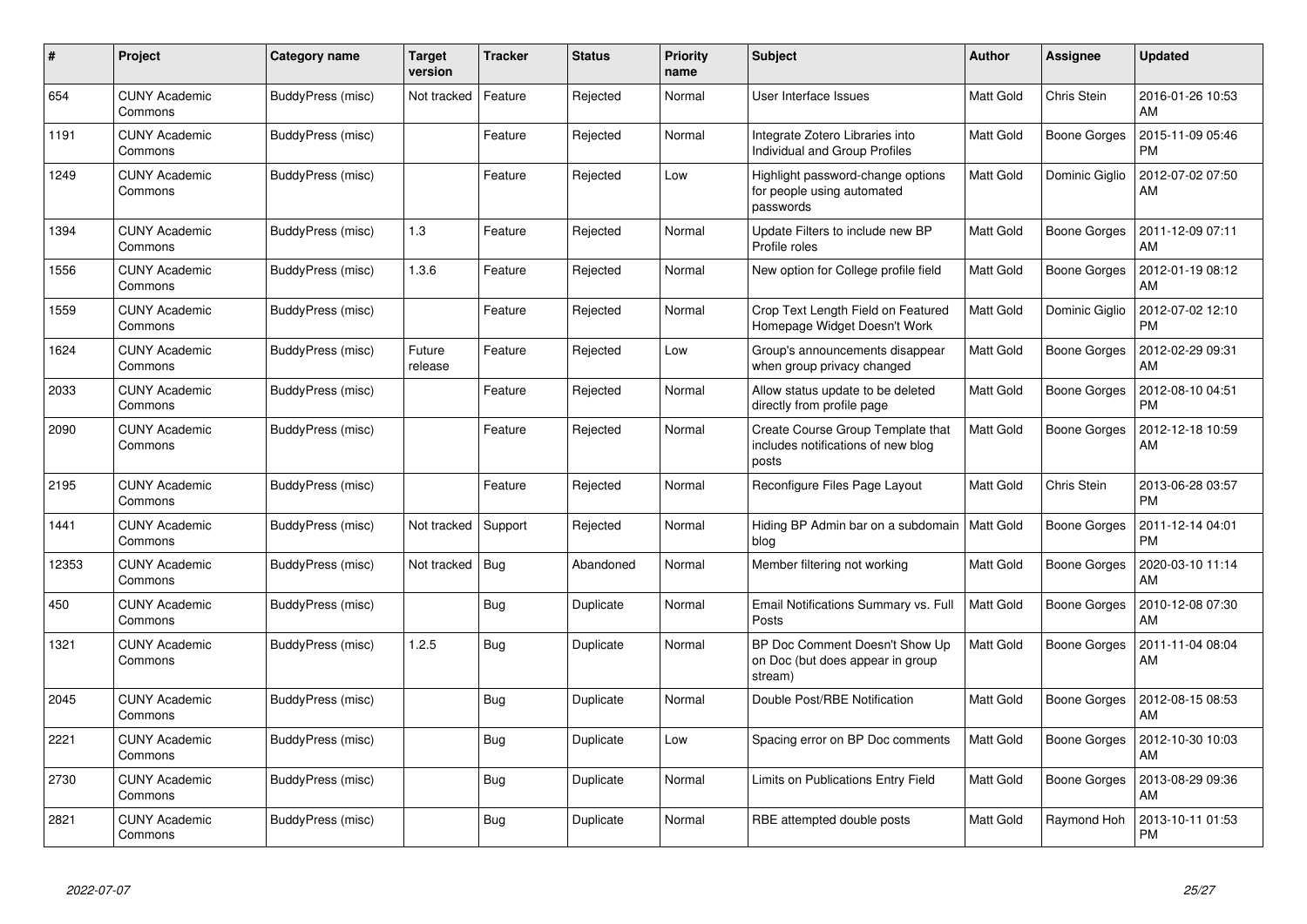| # | Project | Category name | Target version | Tracker | Status | Priority name | Subject | Author | Assignee | Updated |
|---|---|---|---|---|---|---|---|---|---|---|
| 654 | CUNY Academic Commons | BuddyPress (misc) | Not tracked | Feature | Rejected | Normal | User Interface Issues | Matt Gold | Chris Stein | 2016-01-26 10:53 AM |
| 1191 | CUNY Academic Commons | BuddyPress (misc) | | Feature | Rejected | Normal | Integrate Zotero Libraries into Individual and Group Profiles | Matt Gold | Boone Gorges | 2015-11-09 05:46 PM |
| 1249 | CUNY Academic Commons | BuddyPress (misc) | | Feature | Rejected | Low | Highlight password-change options for people using automated passwords | Matt Gold | Dominic Giglio | 2012-07-02 07:50 AM |
| 1394 | CUNY Academic Commons | BuddyPress (misc) | 1.3 | Feature | Rejected | Normal | Update Filters to include new BP Profile roles | Matt Gold | Boone Gorges | 2011-12-09 07:11 AM |
| 1556 | CUNY Academic Commons | BuddyPress (misc) | 1.3.6 | Feature | Rejected | Normal | New option for College profile field | Matt Gold | Boone Gorges | 2012-01-19 08:12 AM |
| 1559 | CUNY Academic Commons | BuddyPress (misc) | | Feature | Rejected | Normal | Crop Text Length Field on Featured Homepage Widget Doesn't Work | Matt Gold | Dominic Giglio | 2012-07-02 12:10 PM |
| 1624 | CUNY Academic Commons | BuddyPress (misc) | Future release | Feature | Rejected | Low | Group's announcements disappear when group privacy changed | Matt Gold | Boone Gorges | 2012-02-29 09:31 AM |
| 2033 | CUNY Academic Commons | BuddyPress (misc) | | Feature | Rejected | Normal | Allow status update to be deleted directly from profile page | Matt Gold | Boone Gorges | 2012-08-10 04:51 PM |
| 2090 | CUNY Academic Commons | BuddyPress (misc) | | Feature | Rejected | Normal | Create Course Group Template that includes notifications of new blog posts | Matt Gold | Boone Gorges | 2012-12-18 10:59 AM |
| 2195 | CUNY Academic Commons | BuddyPress (misc) | | Feature | Rejected | Normal | Reconfigure Files Page Layout | Matt Gold | Chris Stein | 2013-06-28 03:57 PM |
| 1441 | CUNY Academic Commons | BuddyPress (misc) | Not tracked | Support | Rejected | Normal | Hiding BP Admin bar on a subdomain blog | Matt Gold | Boone Gorges | 2011-12-14 04:01 PM |
| 12353 | CUNY Academic Commons | BuddyPress (misc) | Not tracked | Bug | Abandoned | Normal | Member filtering not working | Matt Gold | Boone Gorges | 2020-03-10 11:14 AM |
| 450 | CUNY Academic Commons | BuddyPress (misc) | | Bug | Duplicate | Normal | Email Notifications Summary vs. Full Posts | Matt Gold | Boone Gorges | 2010-12-08 07:30 AM |
| 1321 | CUNY Academic Commons | BuddyPress (misc) | 1.2.5 | Bug | Duplicate | Normal | BP Doc Comment Doesn't Show Up on Doc (but does appear in group stream) | Matt Gold | Boone Gorges | 2011-11-04 08:04 AM |
| 2045 | CUNY Academic Commons | BuddyPress (misc) | | Bug | Duplicate | Normal | Double Post/RBE Notification | Matt Gold | Boone Gorges | 2012-08-15 08:53 AM |
| 2221 | CUNY Academic Commons | BuddyPress (misc) | | Bug | Duplicate | Low | Spacing error on BP Doc comments | Matt Gold | Boone Gorges | 2012-10-30 10:03 AM |
| 2730 | CUNY Academic Commons | BuddyPress (misc) | | Bug | Duplicate | Normal | Limits on Publications Entry Field | Matt Gold | Boone Gorges | 2013-08-29 09:36 AM |
| 2821 | CUNY Academic Commons | BuddyPress (misc) | | Bug | Duplicate | Normal | RBE attempted double posts | Matt Gold | Raymond Hoh | 2013-10-11 01:53 PM |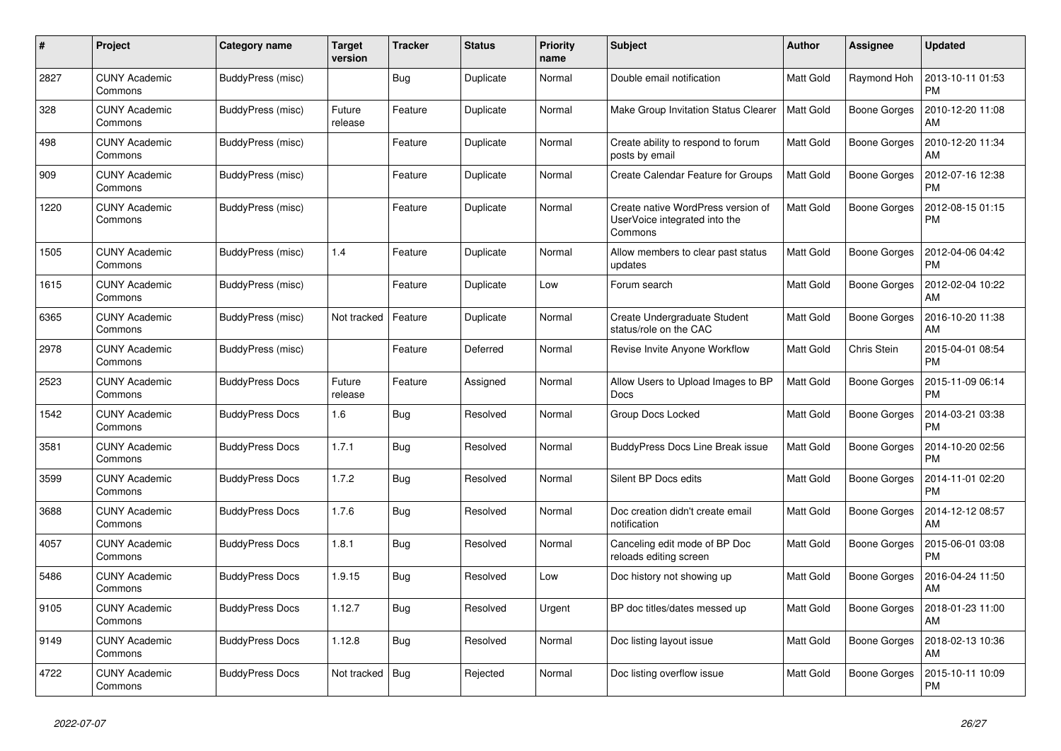| # | Project | Category name | Target version | Tracker | Status | Priority name | Subject | Author | Assignee | Updated |
|---|---|---|---|---|---|---|---|---|---|---|
| 2827 | CUNY Academic Commons | BuddyPress (misc) | | Bug | Duplicate | Normal | Double email notification | Matt Gold | Raymond Hoh | 2013-10-11 01:53 PM |
| 328 | CUNY Academic Commons | BuddyPress (misc) | Future release | Feature | Duplicate | Normal | Make Group Invitation Status Clearer | Matt Gold | Boone Gorges | 2010-12-20 11:08 AM |
| 498 | CUNY Academic Commons | BuddyPress (misc) | | Feature | Duplicate | Normal | Create ability to respond to forum posts by email | Matt Gold | Boone Gorges | 2010-12-20 11:34 AM |
| 909 | CUNY Academic Commons | BuddyPress (misc) | | Feature | Duplicate | Normal | Create Calendar Feature for Groups | Matt Gold | Boone Gorges | 2012-07-16 12:38 PM |
| 1220 | CUNY Academic Commons | BuddyPress (misc) | | Feature | Duplicate | Normal | Create native WordPress version of UserVoice integrated into the Commons | Matt Gold | Boone Gorges | 2012-08-15 01:15 PM |
| 1505 | CUNY Academic Commons | BuddyPress (misc) | 1.4 | Feature | Duplicate | Normal | Allow members to clear past status updates | Matt Gold | Boone Gorges | 2012-04-06 04:42 PM |
| 1615 | CUNY Academic Commons | BuddyPress (misc) | | Feature | Duplicate | Low | Forum search | Matt Gold | Boone Gorges | 2012-02-04 10:22 AM |
| 6365 | CUNY Academic Commons | BuddyPress (misc) | Not tracked | Feature | Duplicate | Normal | Create Undergraduate Student status/role on the CAC | Matt Gold | Boone Gorges | 2016-10-20 11:38 AM |
| 2978 | CUNY Academic Commons | BuddyPress (misc) | | Feature | Deferred | Normal | Revise Invite Anyone Workflow | Matt Gold | Chris Stein | 2015-04-01 08:54 PM |
| 2523 | CUNY Academic Commons | BuddyPress Docs | Future release | Feature | Assigned | Normal | Allow Users to Upload Images to BP Docs | Matt Gold | Boone Gorges | 2015-11-09 06:14 PM |
| 1542 | CUNY Academic Commons | BuddyPress Docs | 1.6 | Bug | Resolved | Normal | Group Docs Locked | Matt Gold | Boone Gorges | 2014-03-21 03:38 PM |
| 3581 | CUNY Academic Commons | BuddyPress Docs | 1.7.1 | Bug | Resolved | Normal | BuddyPress Docs Line Break issue | Matt Gold | Boone Gorges | 2014-10-20 02:56 PM |
| 3599 | CUNY Academic Commons | BuddyPress Docs | 1.7.2 | Bug | Resolved | Normal | Silent BP Docs edits | Matt Gold | Boone Gorges | 2014-11-01 02:20 PM |
| 3688 | CUNY Academic Commons | BuddyPress Docs | 1.7.6 | Bug | Resolved | Normal | Doc creation didn't create email notification | Matt Gold | Boone Gorges | 2014-12-12 08:57 AM |
| 4057 | CUNY Academic Commons | BuddyPress Docs | 1.8.1 | Bug | Resolved | Normal | Canceling edit mode of BP Doc reloads editing screen | Matt Gold | Boone Gorges | 2015-06-01 03:08 PM |
| 5486 | CUNY Academic Commons | BuddyPress Docs | 1.9.15 | Bug | Resolved | Low | Doc history not showing up | Matt Gold | Boone Gorges | 2016-04-24 11:50 AM |
| 9105 | CUNY Academic Commons | BuddyPress Docs | 1.12.7 | Bug | Resolved | Urgent | BP doc titles/dates messed up | Matt Gold | Boone Gorges | 2018-01-23 11:00 AM |
| 9149 | CUNY Academic Commons | BuddyPress Docs | 1.12.8 | Bug | Resolved | Normal | Doc listing layout issue | Matt Gold | Boone Gorges | 2018-02-13 10:36 AM |
| 4722 | CUNY Academic Commons | BuddyPress Docs | Not tracked | Bug | Rejected | Normal | Doc listing overflow issue | Matt Gold | Boone Gorges | 2015-10-11 10:09 PM |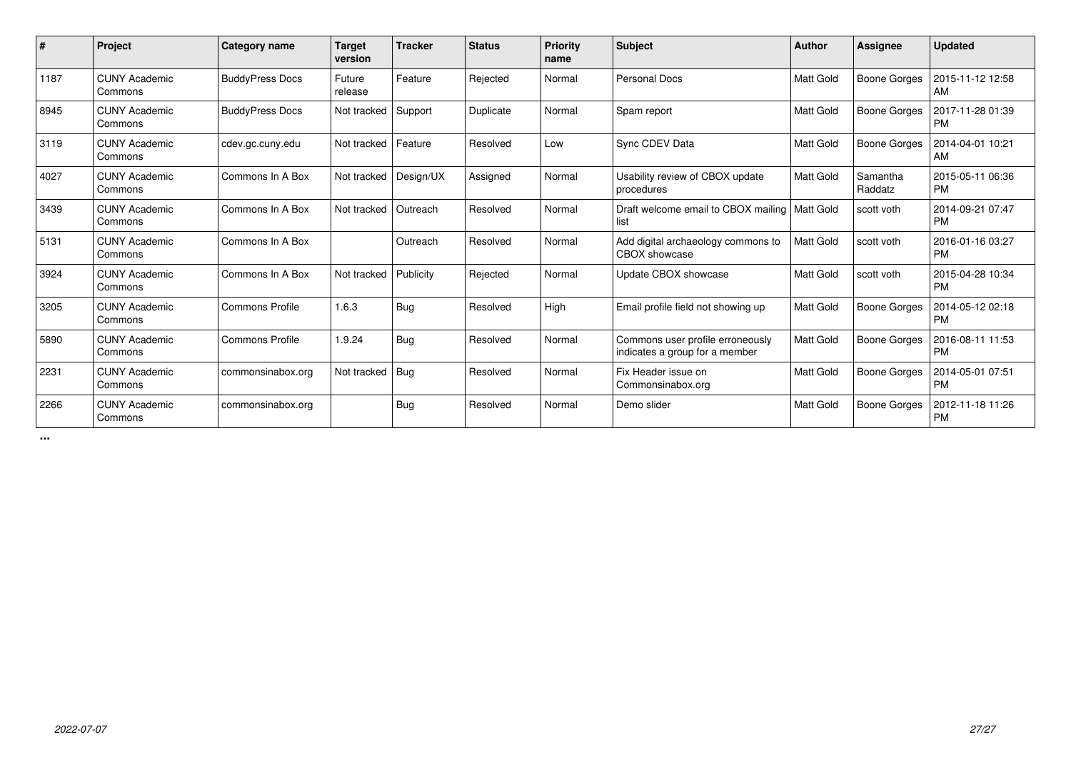| # | Project | Category name | Target version | Tracker | Status | Priority name | Subject | Author | Assignee | Updated |
|---|---|---|---|---|---|---|---|---|---|---|
| 1187 | CUNY Academic Commons | BuddyPress Docs | Future release | Feature | Rejected | Normal | Personal Docs | Matt Gold | Boone Gorges | 2015-11-12 12:58 AM |
| 8945 | CUNY Academic Commons | BuddyPress Docs | Not tracked | Support | Duplicate | Normal | Spam report | Matt Gold | Boone Gorges | 2017-11-28 01:39 PM |
| 3119 | CUNY Academic Commons | cdev.gc.cuny.edu | Not tracked | Feature | Resolved | Low | Sync CDEV Data | Matt Gold | Boone Gorges | 2014-04-01 10:21 AM |
| 4027 | CUNY Academic Commons | Commons In A Box | Not tracked | Design/UX | Assigned | Normal | Usability review of CBOX update procedures | Matt Gold | Samantha Raddatz | 2015-05-11 06:36 PM |
| 3439 | CUNY Academic Commons | Commons In A Box | Not tracked | Outreach | Resolved | Normal | Draft welcome email to CBOX mailing list | Matt Gold | scott voth | 2014-09-21 07:47 PM |
| 5131 | CUNY Academic Commons | Commons In A Box | | Outreach | Resolved | Normal | Add digital archaeology commons to CBOX showcase | Matt Gold | scott voth | 2016-01-16 03:27 PM |
| 3924 | CUNY Academic Commons | Commons In A Box | Not tracked | Publicity | Rejected | Normal | Update CBOX showcase | Matt Gold | scott voth | 2015-04-28 10:34 PM |
| 3205 | CUNY Academic Commons | Commons Profile | 1.6.3 | Bug | Resolved | High | Email profile field not showing up | Matt Gold | Boone Gorges | 2014-05-12 02:18 PM |
| 5890 | CUNY Academic Commons | Commons Profile | 1.9.24 | Bug | Resolved | Normal | Commons user profile erroneously indicates a group for a member | Matt Gold | Boone Gorges | 2016-08-11 11:53 PM |
| 2231 | CUNY Academic Commons | commonsinabox.org | Not tracked | Bug | Resolved | Normal | Fix Header issue on Commonsinabox.org | Matt Gold | Boone Gorges | 2014-05-01 07:51 PM |
| 2266 | CUNY Academic Commons | commonsinabox.org | | Bug | Resolved | Normal | Demo slider | Matt Gold | Boone Gorges | 2012-11-18 11:26 PM |

...